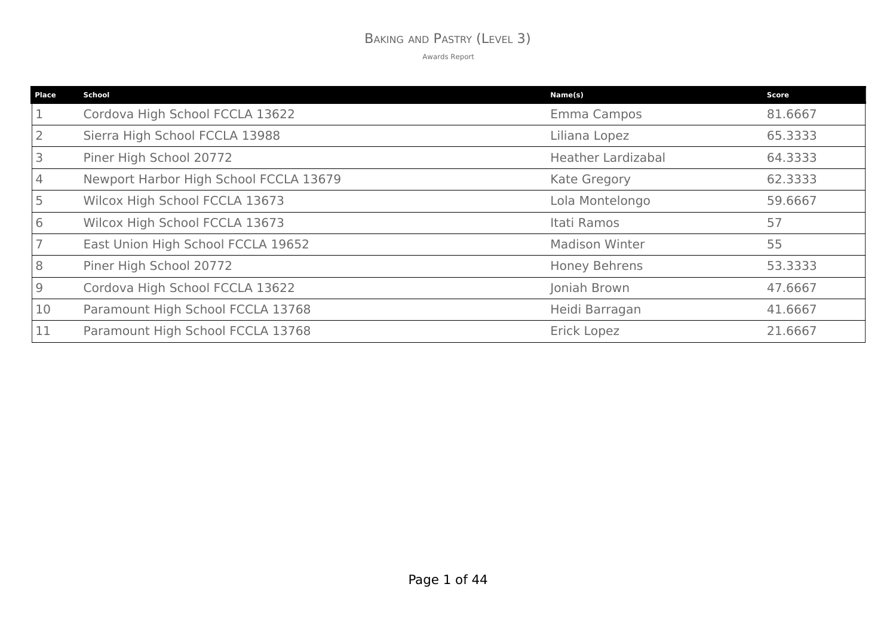# Baking and Pastry (Level 3)

Awards Report

| Place | School | Name(s) | Score |
|---|---|---|---|
| 1 | Cordova High School FCCLA 13622 | Emma Campos | 81.6667 |
| 2 | Sierra High School FCCLA 13988 | Liliana Lopez | 65.3333 |
| 3 | Piner High School 20772 | Heather Lardizabal | 64.3333 |
| 4 | Newport Harbor High School FCCLA 13679 | Kate Gregory | 62.3333 |
| 5 | Wilcox High School FCCLA 13673 | Lola Montelongo | 59.6667 |
| 6 | Wilcox High School FCCLA 13673 | Itati Ramos | 57 |
| 7 | East Union High School FCCLA 19652 | Madison Winter | 55 |
| 8 | Piner High School 20772 | Honey Behrens | 53.3333 |
| 9 | Cordova High School FCCLA 13622 | Joniah Brown | 47.6667 |
| 10 | Paramount High School FCCLA 13768 | Heidi Barragan | 41.6667 |
| 11 | Paramount High School FCCLA 13768 | Erick Lopez | 21.6667 |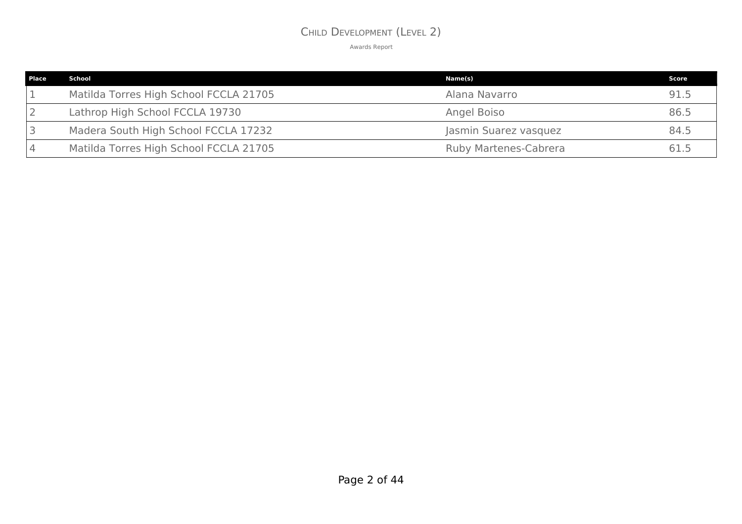## Child Development (Level 2)

Awards Report

| Place | School | Name(s) | Score |
|---|---|---|---|
| 1 | Matilda Torres High School FCCLA 21705 | Alana Navarro | 91.5 |
| 2 | Lathrop High School FCCLA 19730 | Angel Boiso | 86.5 |
| 3 | Madera South High School FCCLA 17232 | Jasmin Suarez vasquez | 84.5 |
| 4 | Matilda Torres High School FCCLA 21705 | Ruby Martenes-Cabrera | 61.5 |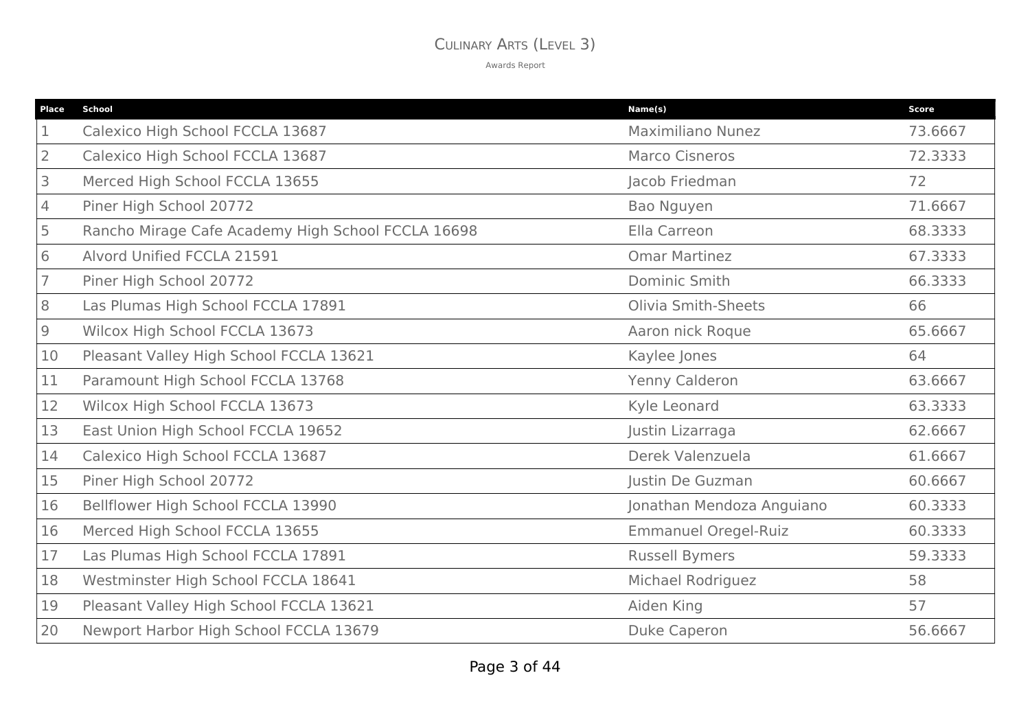# Culinary Arts (Level 3)

Awards Report

| Place | School | Name(s) | Score |
|---|---|---|---|
| 1 | Calexico High School FCCLA 13687 | Maximiliano Nunez | 73.6667 |
| 2 | Calexico High School FCCLA 13687 | Marco Cisneros | 72.3333 |
| 3 | Merced High School FCCLA 13655 | Jacob Friedman | 72 |
| 4 | Piner High School 20772 | Bao Nguyen | 71.6667 |
| 5 | Rancho Mirage Cafe Academy High School FCCLA 16698 | Ella Carreon | 68.3333 |
| 6 | Alvord Unified FCCLA 21591 | Omar Martinez | 67.3333 |
| 7 | Piner High School 20772 | Dominic Smith | 66.3333 |
| 8 | Las Plumas High School FCCLA 17891 | Olivia Smith-Sheets | 66 |
| 9 | Wilcox High School FCCLA 13673 | Aaron nick Roque | 65.6667 |
| 10 | Pleasant Valley High School FCCLA 13621 | Kaylee Jones | 64 |
| 11 | Paramount High School FCCLA 13768 | Yenny Calderon | 63.6667 |
| 12 | Wilcox High School FCCLA 13673 | Kyle Leonard | 63.3333 |
| 13 | East Union High School FCCLA 19652 | Justin Lizarraga | 62.6667 |
| 14 | Calexico High School FCCLA 13687 | Derek Valenzuela | 61.6667 |
| 15 | Piner High School 20772 | Justin De Guzman | 60.6667 |
| 16 | Bellflower High School FCCLA 13990 | Jonathan Mendoza Anguiano | 60.3333 |
| 16 | Merced High School FCCLA 13655 | Emmanuel Oregel-Ruiz | 60.3333 |
| 17 | Las Plumas High School FCCLA 17891 | Russell Bymers | 59.3333 |
| 18 | Westminster High School FCCLA 18641 | Michael Rodriguez | 58 |
| 19 | Pleasant Valley High School FCCLA 13621 | Aiden King | 57 |
| 20 | Newport Harbor High School FCCLA 13679 | Duke Caperon | 56.6667 |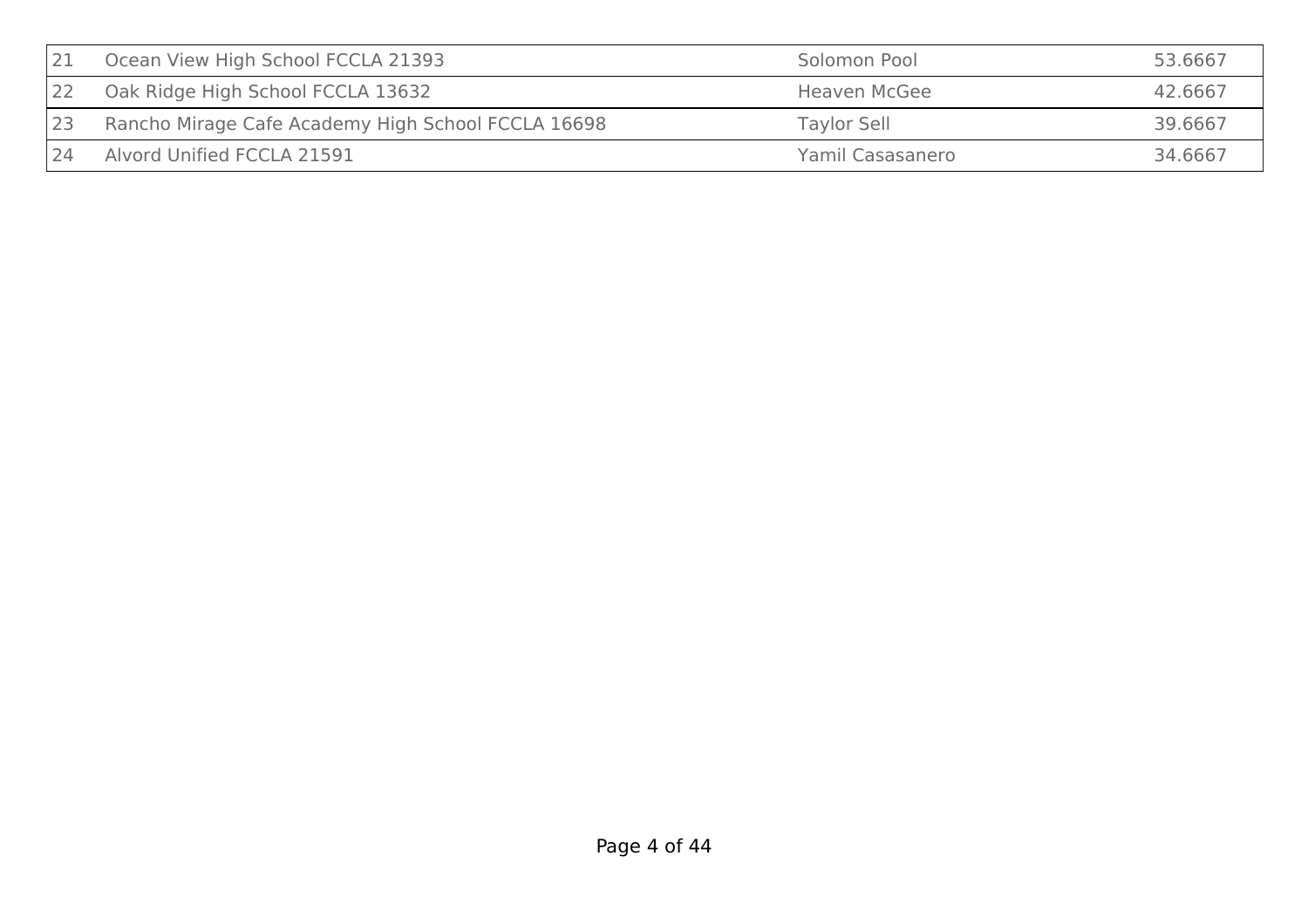| | | | |
|---|---|---|---|
| 21 | Ocean View High School FCCLA 21393 | Solomon Pool | 53.6667 |
| 22 | Oak Ridge High School FCCLA 13632 | Heaven McGee | 42.6667 |
| 23 | Rancho Mirage Cafe Academy High School FCCLA 16698 | Taylor Sell | 39.6667 |
| 24 | Alvord Unified FCCLA 21591 | Yamil Casasanero | 34.6667 |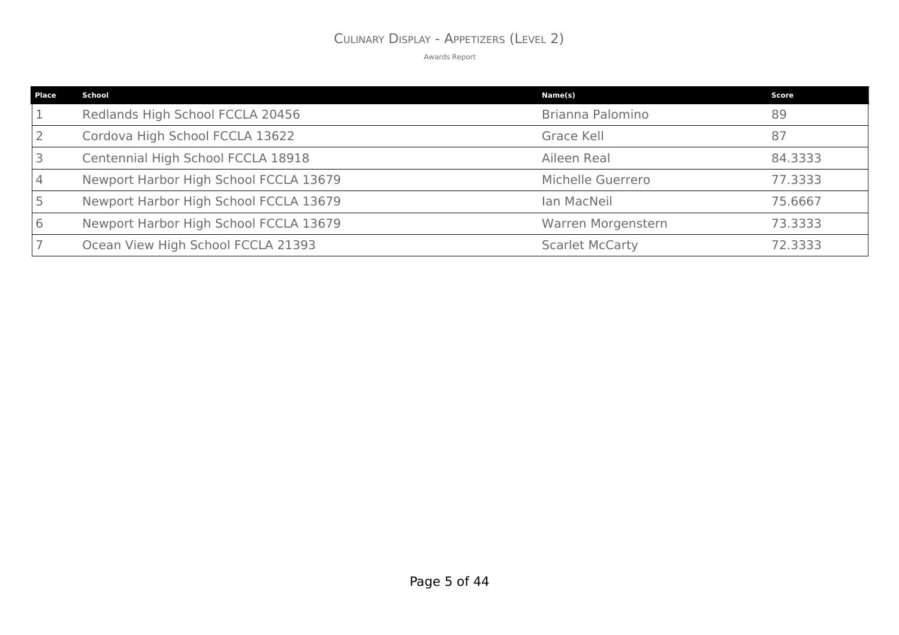# Culinary Display - Appetizers (Level 2)

Awards Report

| Place | School | Name(s) | Score |
|---|---|---|---|
| 1 | Redlands High School FCCLA 20456 | Brianna Palomino | 89 |
| 2 | Cordova High School FCCLA 13622 | Grace Kell | 87 |
| 3 | Centennial High School FCCLA 18918 | Aileen Real | 84.3333 |
| 4 | Newport Harbor High School FCCLA 13679 | Michelle Guerrero | 77.3333 |
| 5 | Newport Harbor High School FCCLA 13679 | Ian MacNeil | 75.6667 |
| 6 | Newport Harbor High School FCCLA 13679 | Warren Morgenstern | 73.3333 |
| 7 | Ocean View High School FCCLA 21393 | Scarlet McCarty | 72.3333 |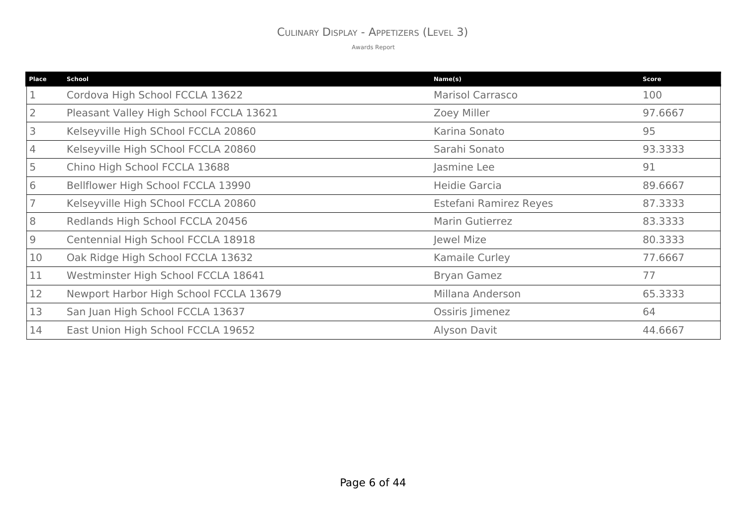## Culinary Display - Appetizers (Level 3)

Awards Report

| Place | School | Name(s) | Score |
|---|---|---|---|
| 1 | Cordova High School FCCLA 13622 | Marisol Carrasco | 100 |
| 2 | Pleasant Valley High School FCCLA 13621 | Zoey Miller | 97.6667 |
| 3 | Kelseyville High SChool FCCLA 20860 | Karina Sonato | 95 |
| 4 | Kelseyville High SChool FCCLA 20860 | Sarahi Sonato | 93.3333 |
| 5 | Chino High School FCCLA 13688 | Jasmine Lee | 91 |
| 6 | Bellflower High School FCCLA 13990 | Heidie Garcia | 89.6667 |
| 7 | Kelseyville High SChool FCCLA 20860 | Estefani Ramirez Reyes | 87.3333 |
| 8 | Redlands High School FCCLA 20456 | Marin Gutierrez | 83.3333 |
| 9 | Centennial High School FCCLA 18918 | Jewel Mize | 80.3333 |
| 10 | Oak Ridge High School FCCLA 13632 | Kamaile Curley | 77.6667 |
| 11 | Westminster High School FCCLA 18641 | Bryan Gamez | 77 |
| 12 | Newport Harbor High School FCCLA 13679 | Millana Anderson | 65.3333 |
| 13 | San Juan High School FCCLA 13637 | Ossiris Jimenez | 64 |
| 14 | East Union High School FCCLA 19652 | Alyson Davit | 44.6667 |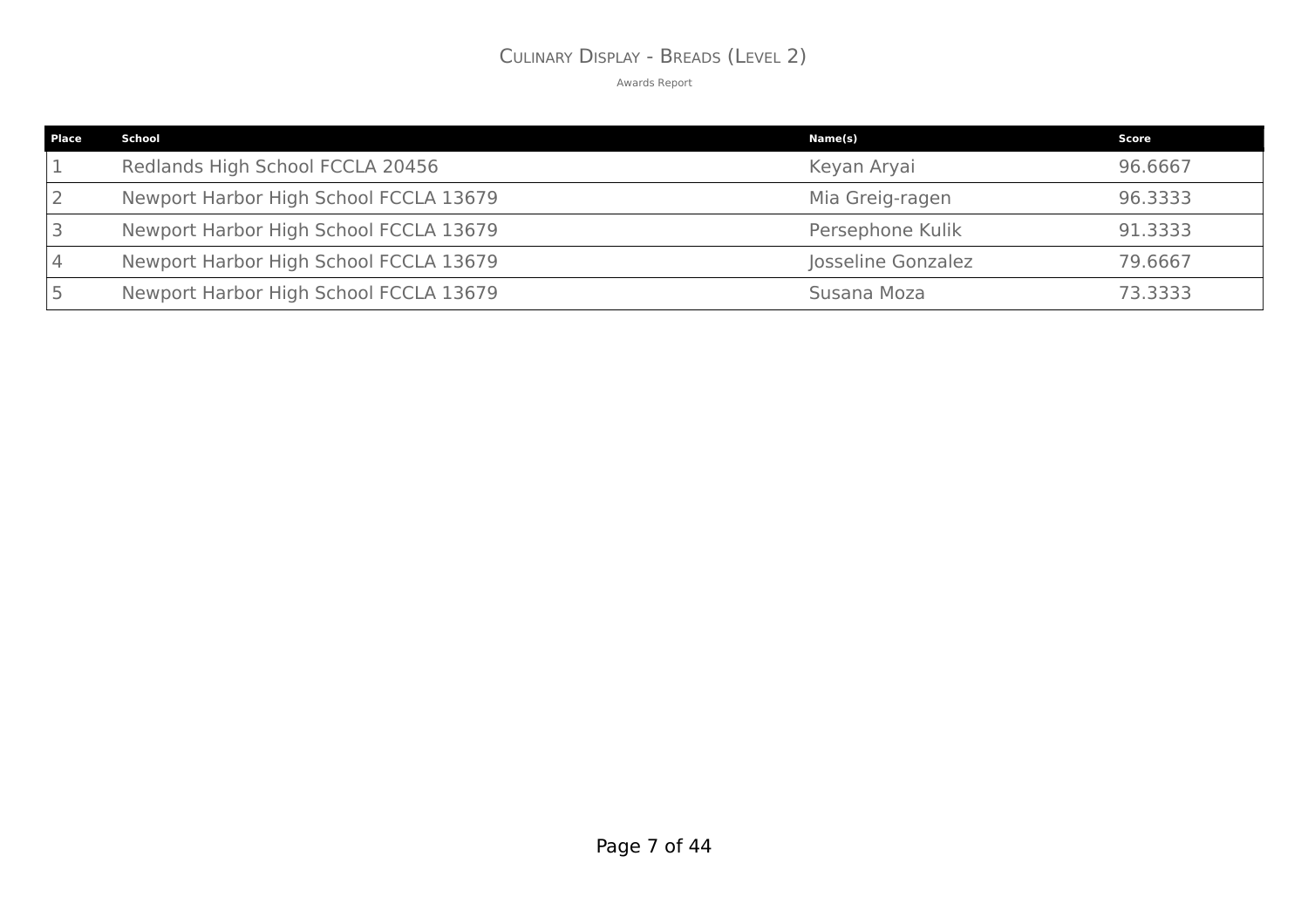# Culinary Display - Breads (Level 2)

Awards Report

| Place | School | Name(s) | Score |
|---|---|---|---|
| 1 | Redlands High School FCCLA 20456 | Keyan Aryai | 96.6667 |
| 2 | Newport Harbor High School FCCLA 13679 | Mia Greig-ragen | 96.3333 |
| 3 | Newport Harbor High School FCCLA 13679 | Persephone Kulik | 91.3333 |
| 4 | Newport Harbor High School FCCLA 13679 | Josseline Gonzalez | 79.6667 |
| 5 | Newport Harbor High School FCCLA 13679 | Susana Moza | 73.3333 |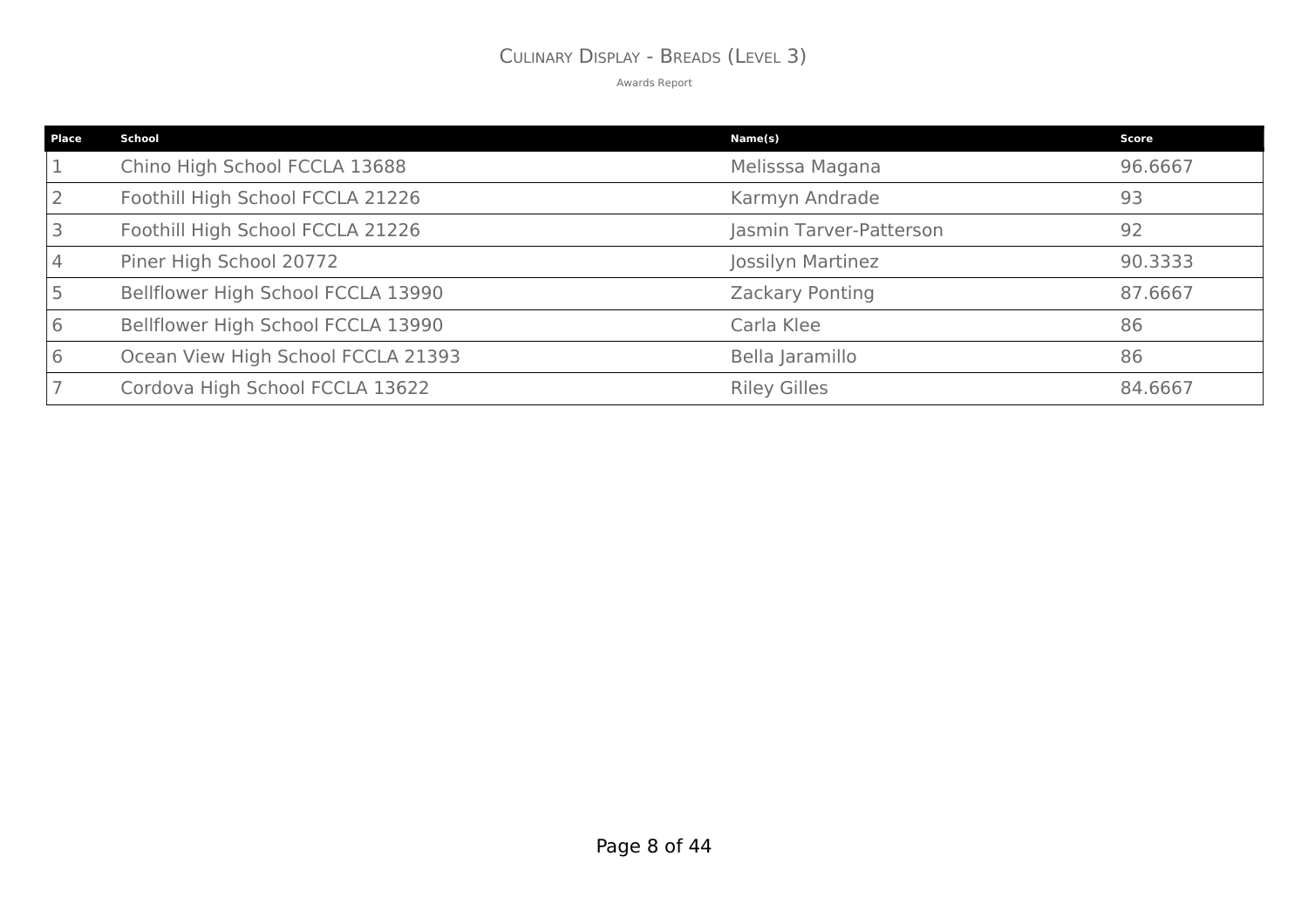# Culinary Display - Breads (Level 3)

Awards Report

| Place | School | Name(s) | Score |
|---|---|---|---|
| 1 | Chino High School FCCLA 13688 | Melisssa Magana | 96.6667 |
| 2 | Foothill High School FCCLA 21226 | Karmyn Andrade | 93 |
| 3 | Foothill High School FCCLA 21226 | Jasmin Tarver-Patterson | 92 |
| 4 | Piner High School 20772 | Jossilyn Martinez | 90.3333 |
| 5 | Bellflower High School FCCLA 13990 | Zackary Ponting | 87.6667 |
| 6 | Bellflower High School FCCLA 13990 | Carla Klee | 86 |
| 6 | Ocean View High School FCCLA 21393 | Bella Jaramillo | 86 |
| 7 | Cordova High School FCCLA 13622 | Riley Gilles | 84.6667 |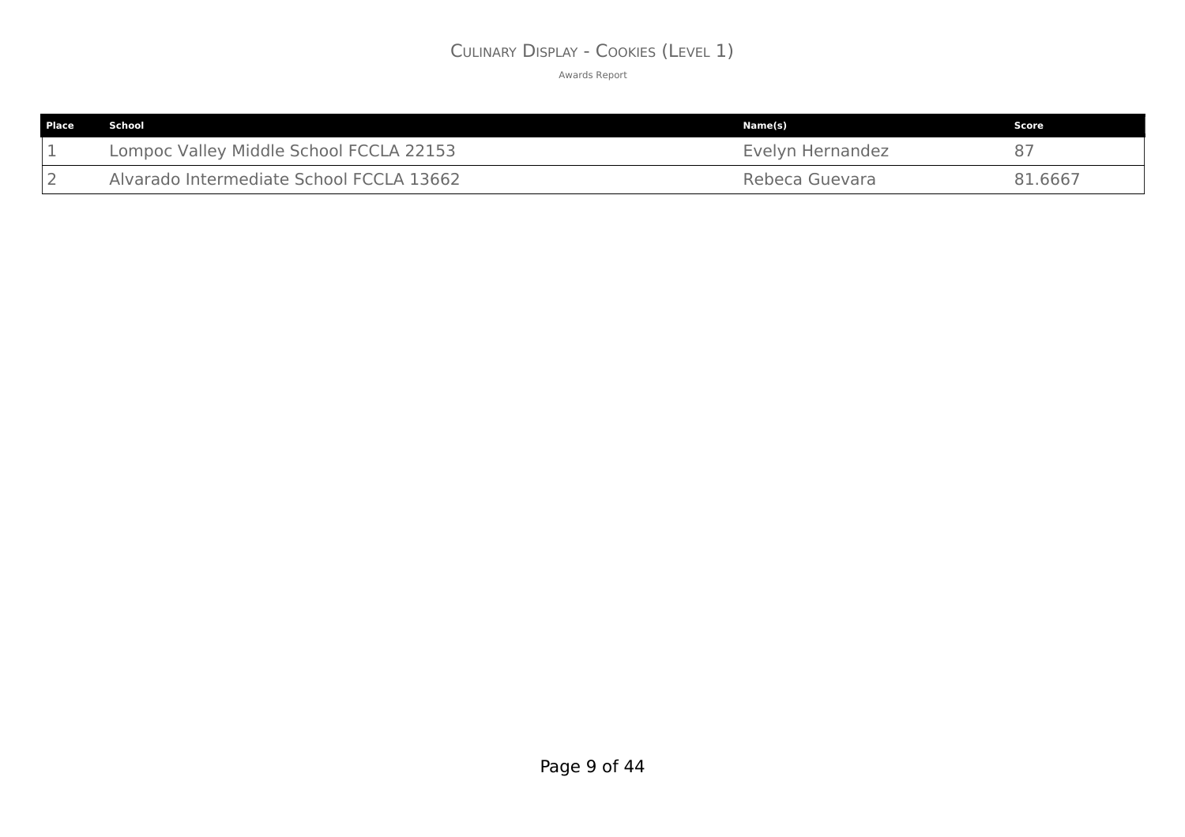# Culinary Display - Cookies (Level 1)

Awards Report

| Place | School | Name(s) | Score |
| --- | --- | --- | --- |
| 1 | Lompoc Valley Middle School FCCLA 22153 | Evelyn Hernandez | 87 |
| 2 | Alvarado Intermediate School FCCLA 13662 | Rebeca Guevara | 81.6667 |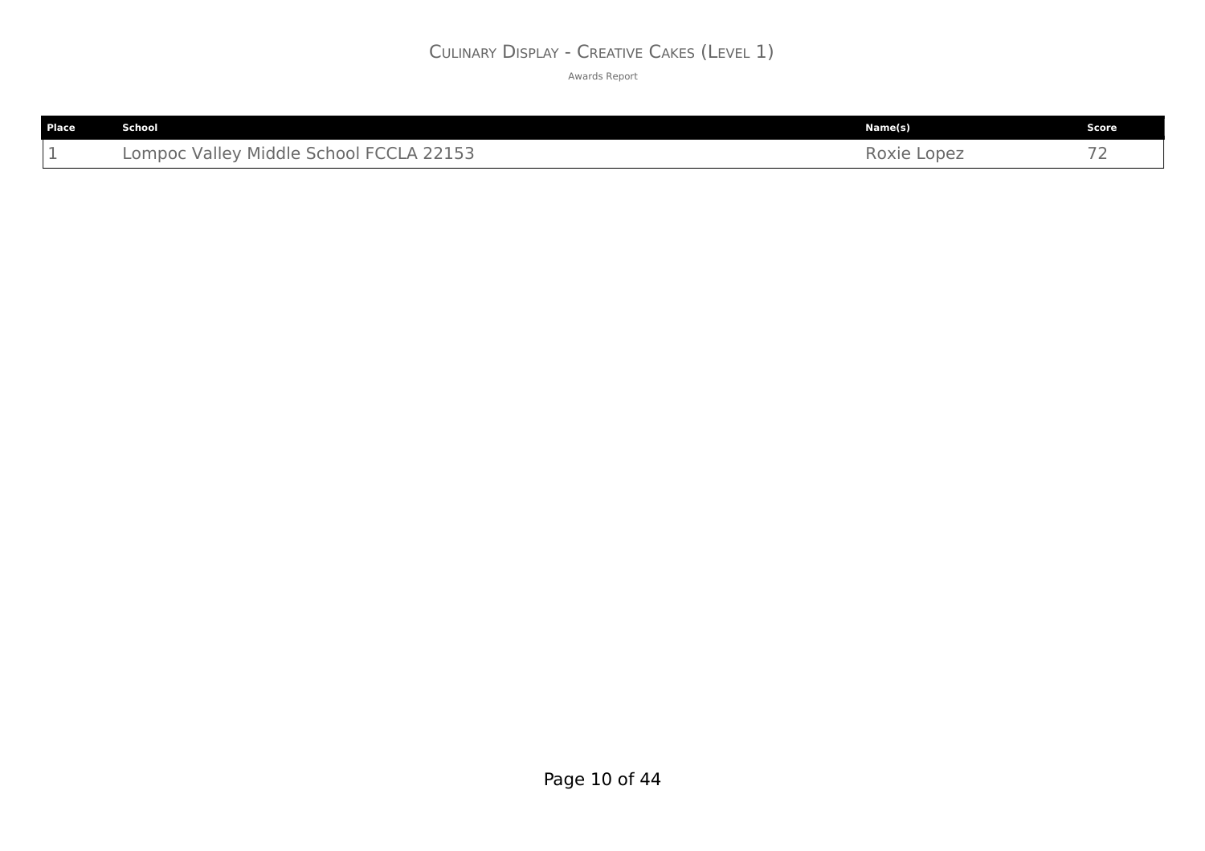# Culinary Display - Creative Cakes (Level 1)

Awards Report

| Place | School | Name(s) | Score |
|---|---|---|---|
| 1 | Lompoc Valley Middle School FCCLA 22153 | Roxie Lopez | 72 |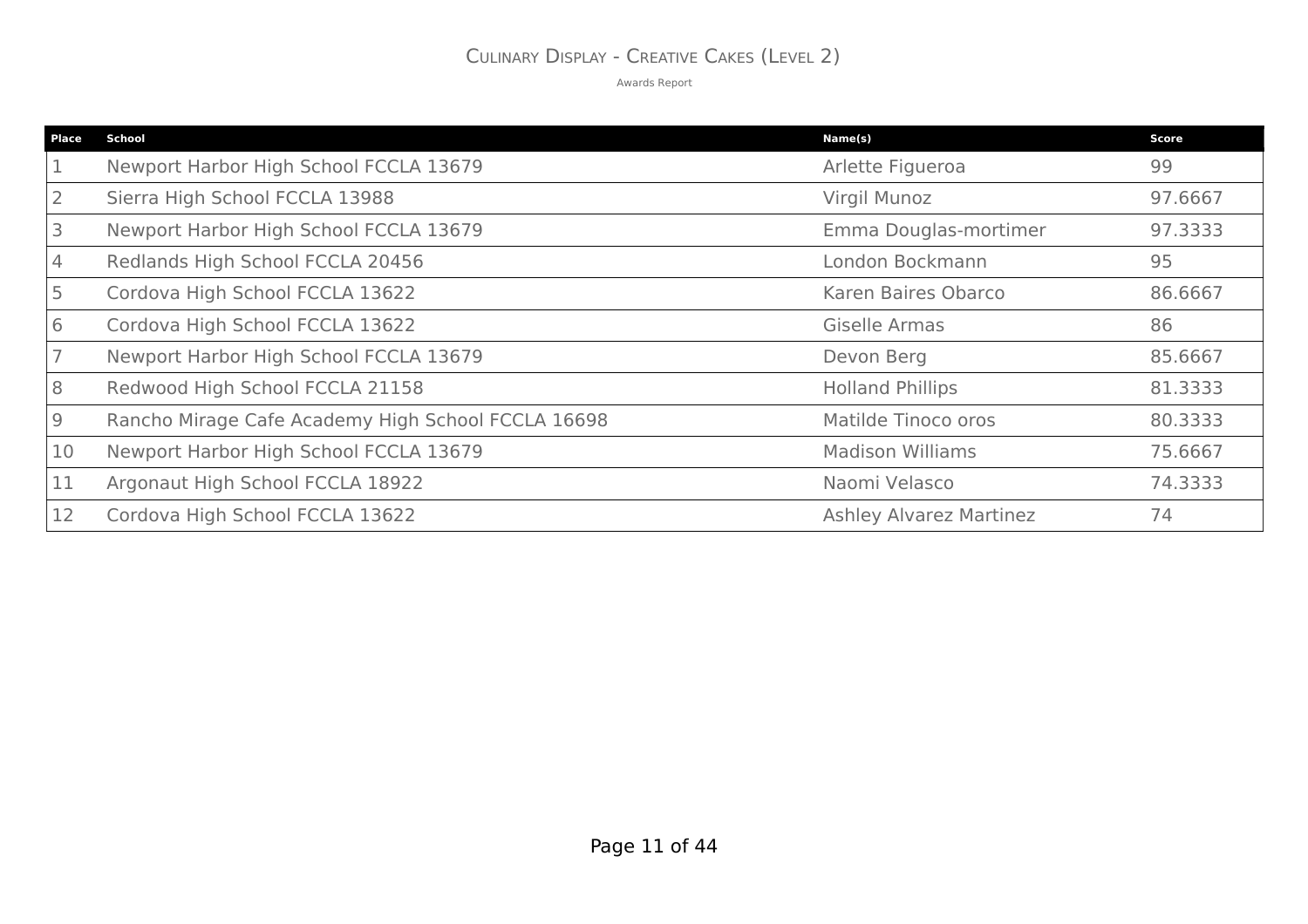# Culinary Display - Creative Cakes (Level 2)

Awards Report

| Place | School | Name(s) | Score |
|---|---|---|---|
| 1 | Newport Harbor High School FCCLA 13679 | Arlette Figueroa | 99 |
| 2 | Sierra High School FCCLA 13988 | Virgil Munoz | 97.6667 |
| 3 | Newport Harbor High School FCCLA 13679 | Emma Douglas-mortimer | 97.3333 |
| 4 | Redlands High School FCCLA 20456 | London Bockmann | 95 |
| 5 | Cordova High School FCCLA 13622 | Karen Baires Obarco | 86.6667 |
| 6 | Cordova High School FCCLA 13622 | Giselle Armas | 86 |
| 7 | Newport Harbor High School FCCLA 13679 | Devon Berg | 85.6667 |
| 8 | Redwood High School FCCLA 21158 | Holland Phillips | 81.3333 |
| 9 | Rancho Mirage Cafe Academy High School FCCLA 16698 | Matilde Tinoco oros | 80.3333 |
| 10 | Newport Harbor High School FCCLA 13679 | Madison Williams | 75.6667 |
| 11 | Argonaut High School FCCLA 18922 | Naomi Velasco | 74.3333 |
| 12 | Cordova High School FCCLA 13622 | Ashley Alvarez Martinez | 74 |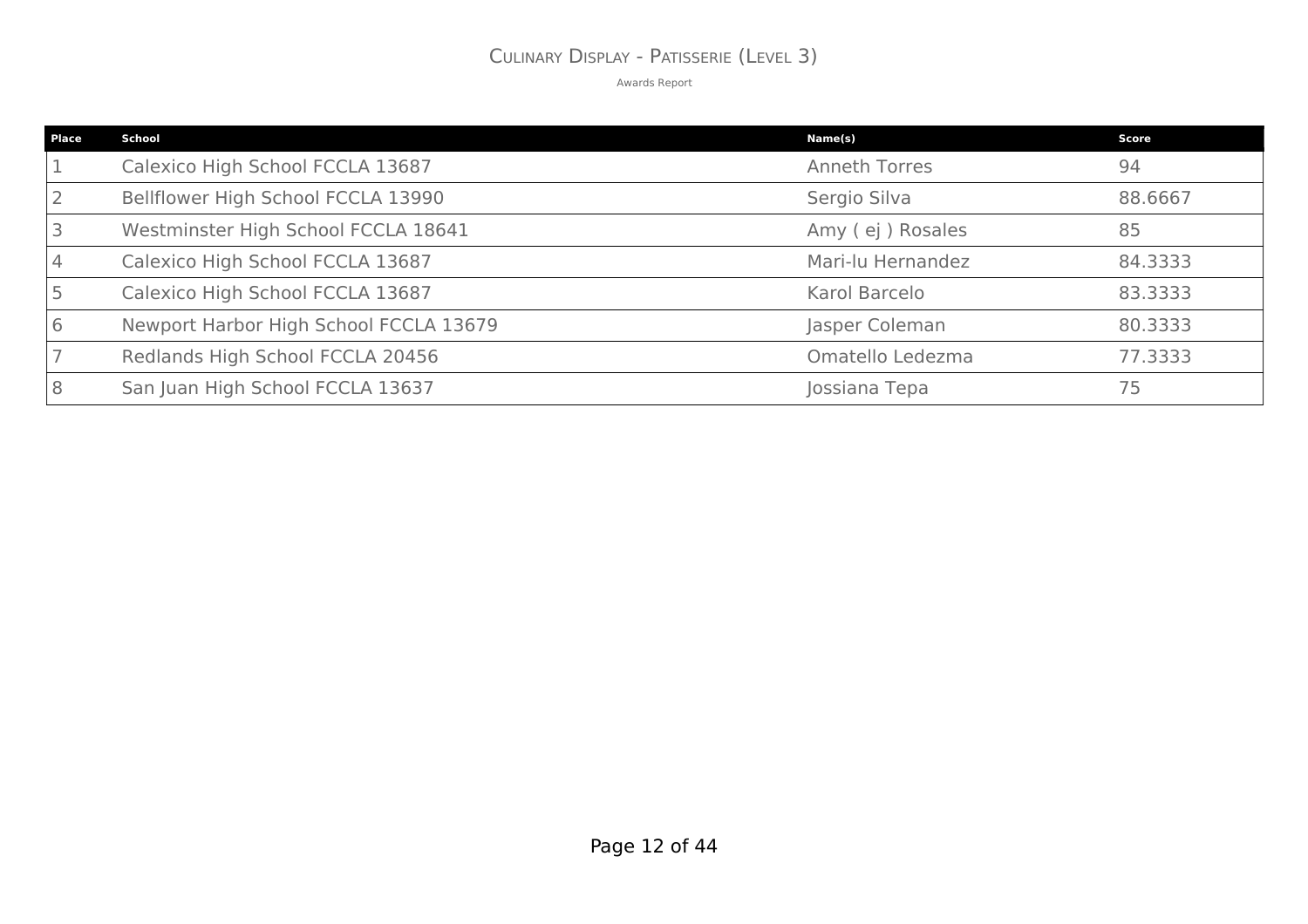# Culinary Display - Patisserie (Level 3)

Awards Report

| Place | School | Name(s) | Score |
|---|---|---|---|
| 1 | Calexico High School FCCLA 13687 | Anneth Torres | 94 |
| 2 | Bellflower High School FCCLA 13990 | Sergio Silva | 88.6667 |
| 3 | Westminster High School FCCLA 18641 | Amy ( ej ) Rosales | 85 |
| 4 | Calexico High School FCCLA 13687 | Mari-lu Hernandez | 84.3333 |
| 5 | Calexico High School FCCLA 13687 | Karol Barcelo | 83.3333 |
| 6 | Newport Harbor High School FCCLA 13679 | Jasper Coleman | 80.3333 |
| 7 | Redlands High School FCCLA 20456 | Omatello Ledezma | 77.3333 |
| 8 | San Juan High School FCCLA 13637 | Jossiana Tepa | 75 |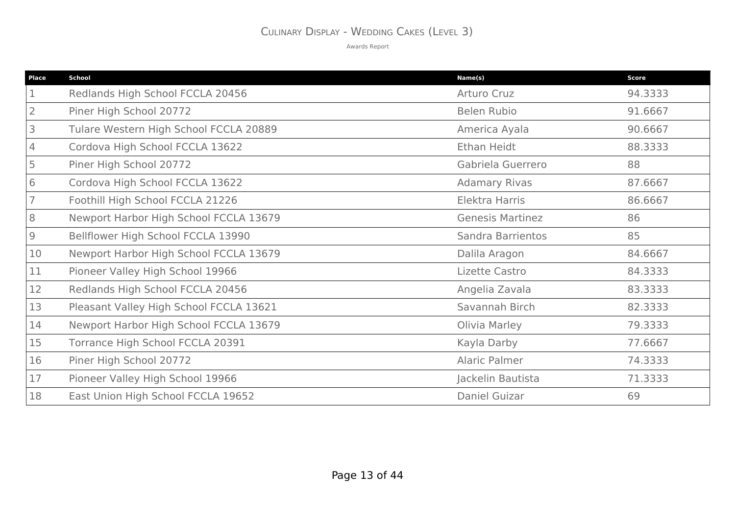# Culinary Display - Wedding Cakes (Level 3)

Awards Report

| Place | School | Name(s) | Score |
|---|---|---|---|
| 1 | Redlands High School FCCLA 20456 | Arturo Cruz | 94.3333 |
| 2 | Piner High School 20772 | Belen Rubio | 91.6667 |
| 3 | Tulare Western High School FCCLA 20889 | America Ayala | 90.6667 |
| 4 | Cordova High School FCCLA 13622 | Ethan Heidt | 88.3333 |
| 5 | Piner High School 20772 | Gabriela Guerrero | 88 |
| 6 | Cordova High School FCCLA 13622 | Adamary Rivas | 87.6667 |
| 7 | Foothill High School FCCLA 21226 | Elektra Harris | 86.6667 |
| 8 | Newport Harbor High School FCCLA 13679 | Genesis Martinez | 86 |
| 9 | Bellflower High School FCCLA 13990 | Sandra Barrientos | 85 |
| 10 | Newport Harbor High School FCCLA 13679 | Dalila Aragon | 84.6667 |
| 11 | Pioneer Valley High School 19966 | Lizette Castro | 84.3333 |
| 12 | Redlands High School FCCLA 20456 | Angelia Zavala | 83.3333 |
| 13 | Pleasant Valley High School FCCLA 13621 | Savannah Birch | 82.3333 |
| 14 | Newport Harbor High School FCCLA 13679 | Olivia Marley | 79.3333 |
| 15 | Torrance High School FCCLA 20391 | Kayla Darby | 77.6667 |
| 16 | Piner High School 20772 | Alaric Palmer | 74.3333 |
| 17 | Pioneer Valley High School 19966 | Jackelin Bautista | 71.3333 |
| 18 | East Union High School FCCLA 19652 | Daniel Guizar | 69 |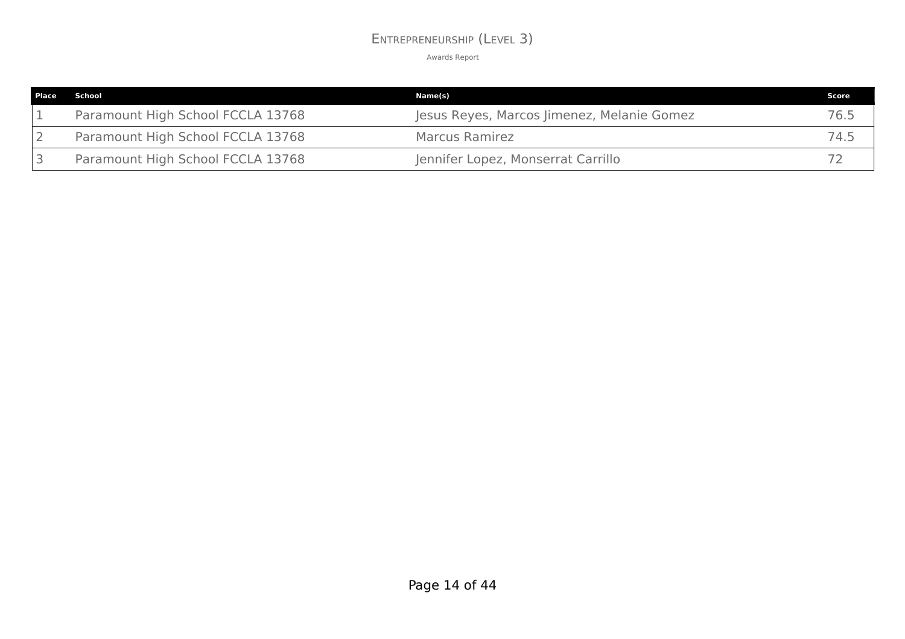# Entrepreneurship (Level 3)

Awards Report

| Place | School | Name(s) | Score |
|---|---|---|---|
| 1 | Paramount High School FCCLA 13768 | Jesus Reyes, Marcos Jimenez, Melanie Gomez | 76.5 |
| 2 | Paramount High School FCCLA 13768 | Marcus Ramirez | 74.5 |
| 3 | Paramount High School FCCLA 13768 | Jennifer Lopez, Monserrat Carrillo | 72 |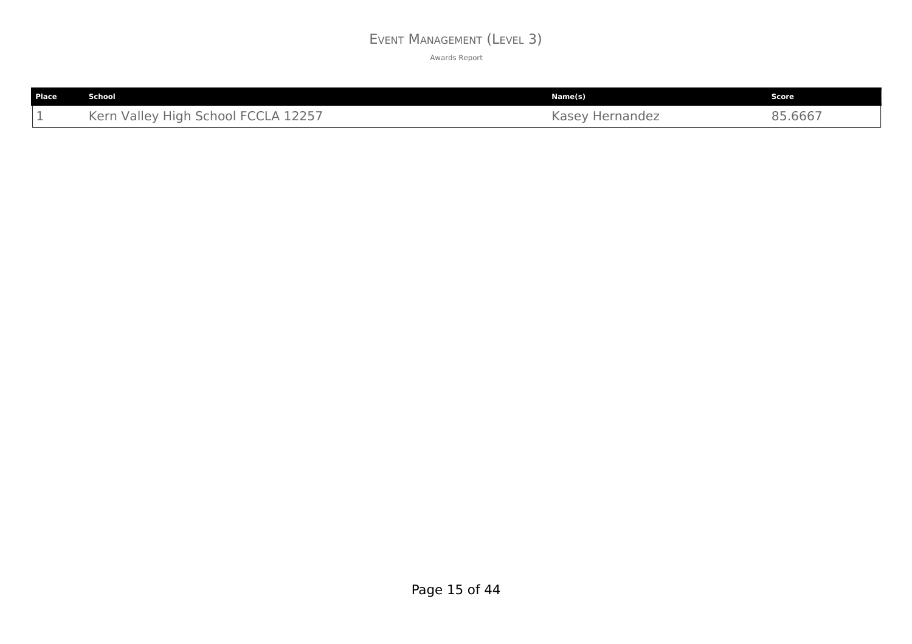# Event Management (Level 3)

Awards Report

| Place | School | Name(s) | Score |
| --- | --- | --- | --- |
| 1 | Kern Valley High School FCCLA 12257 | Kasey Hernandez | 85.6667 |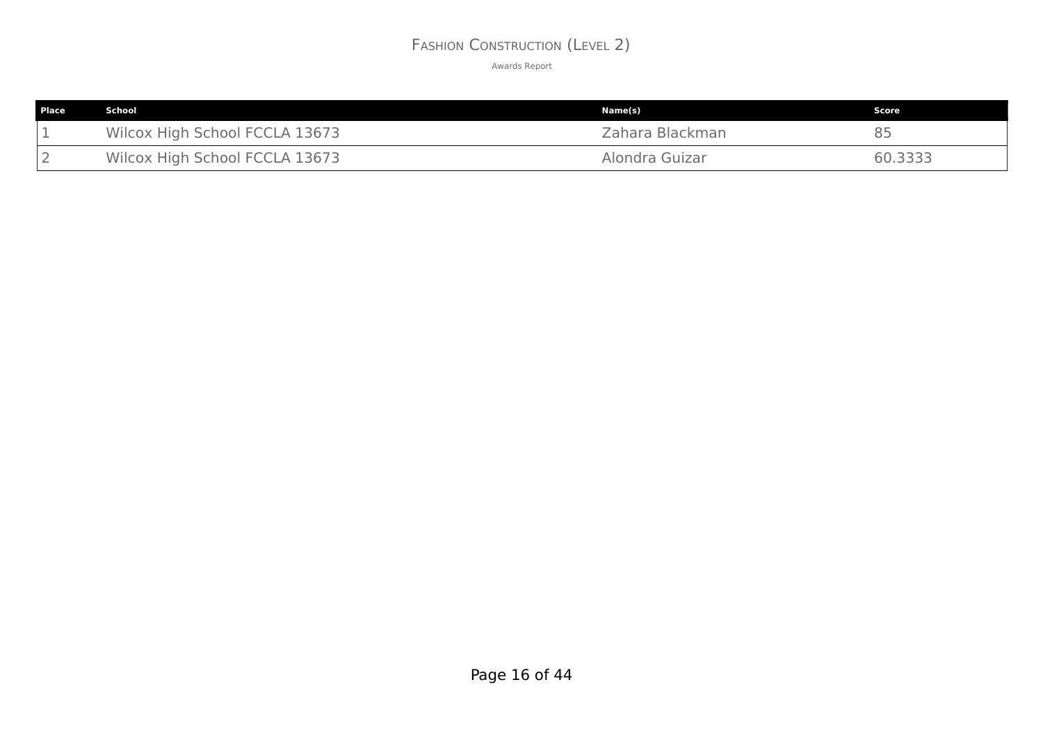# Fashion Construction (Level 2)

Awards Report

| Place | School | Name(s) | Score |
|---|---|---|---|
| 1 | Wilcox High School FCCLA 13673 | Zahara Blackman | 85 |
| 2 | Wilcox High School FCCLA 13673 | Alondra Guizar | 60.3333 |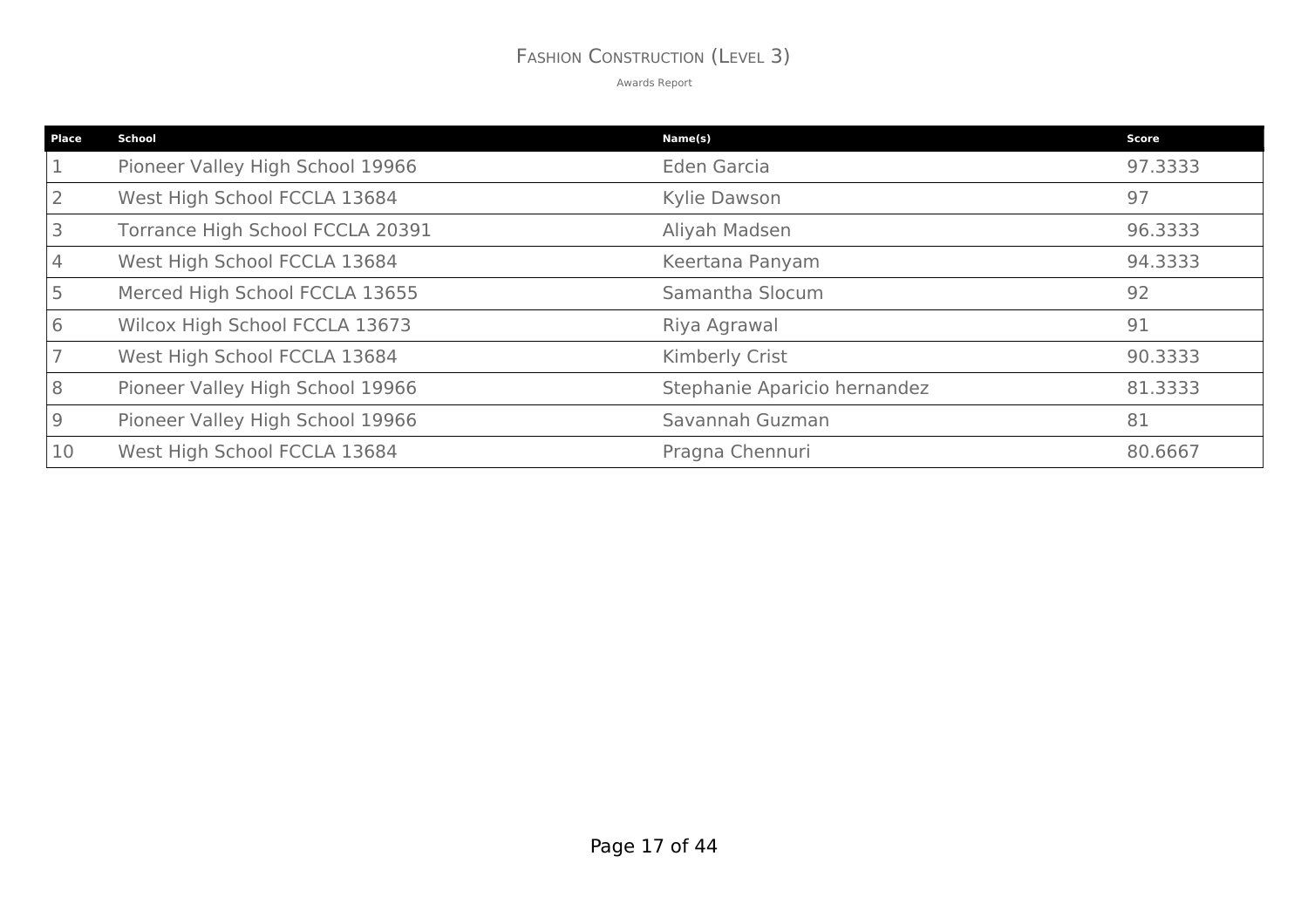# Fashion Construction (Level 3)

Awards Report

| Place | School | Name(s) | Score |
|---|---|---|---|
| 1 | Pioneer Valley High School 19966 | Eden Garcia | 97.3333 |
| 2 | West High School FCCLA 13684 | Kylie Dawson | 97 |
| 3 | Torrance High School FCCLA 20391 | Aliyah Madsen | 96.3333 |
| 4 | West High School FCCLA 13684 | Keertana Panyam | 94.3333 |
| 5 | Merced High School FCCLA 13655 | Samantha Slocum | 92 |
| 6 | Wilcox High School FCCLA 13673 | Riya Agrawal | 91 |
| 7 | West High School FCCLA 13684 | Kimberly Crist | 90.3333 |
| 8 | Pioneer Valley High School 19966 | Stephanie Aparicio hernandez | 81.3333 |
| 9 | Pioneer Valley High School 19966 | Savannah Guzman | 81 |
| 10 | West High School FCCLA 13684 | Pragna Chennuri | 80.6667 |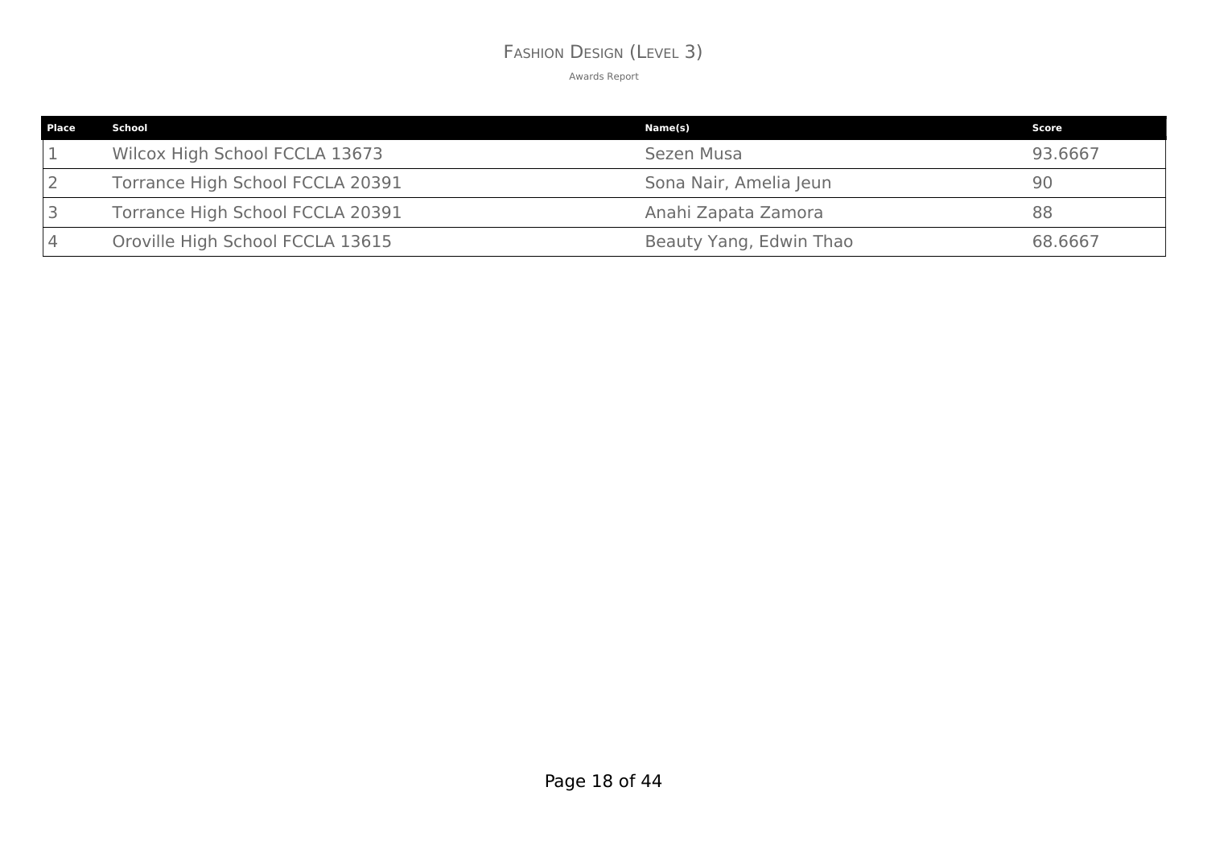# Fashion Design (Level 3)

Awards Report

| Place | School | Name(s) | Score |
|---|---|---|---|
| 1 | Wilcox High School FCCLA 13673 | Sezen Musa | 93.6667 |
| 2 | Torrance High School FCCLA 20391 | Sona Nair, Amelia Jeun | 90 |
| 3 | Torrance High School FCCLA 20391 | Anahi Zapata Zamora | 88 |
| 4 | Oroville High School FCCLA 13615 | Beauty Yang, Edwin Thao | 68.6667 |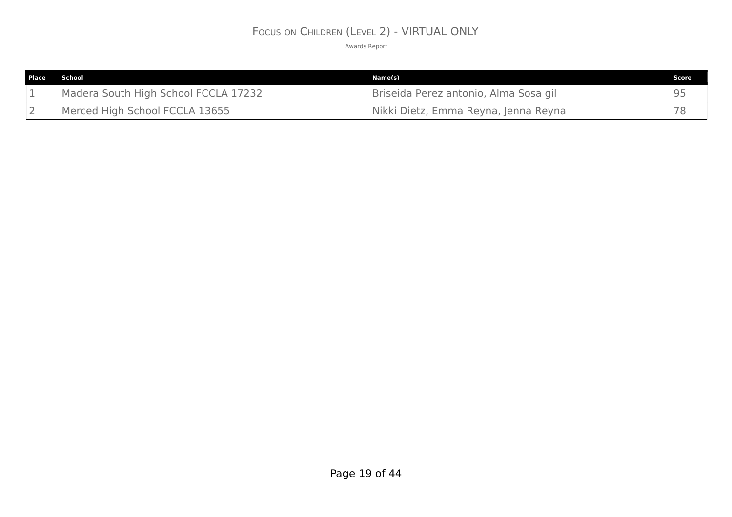# Focus on Children (Level 2) - VIRTUAL ONLY

Awards Report

| Place | School | Name(s) | Score |
|---|---|---|---|
| 1 | Madera South High School FCCLA 17232 | Briseida Perez antonio, Alma Sosa gil | 95 |
| 2 | Merced High School FCCLA 13655 | Nikki Dietz, Emma Reyna, Jenna Reyna | 78 |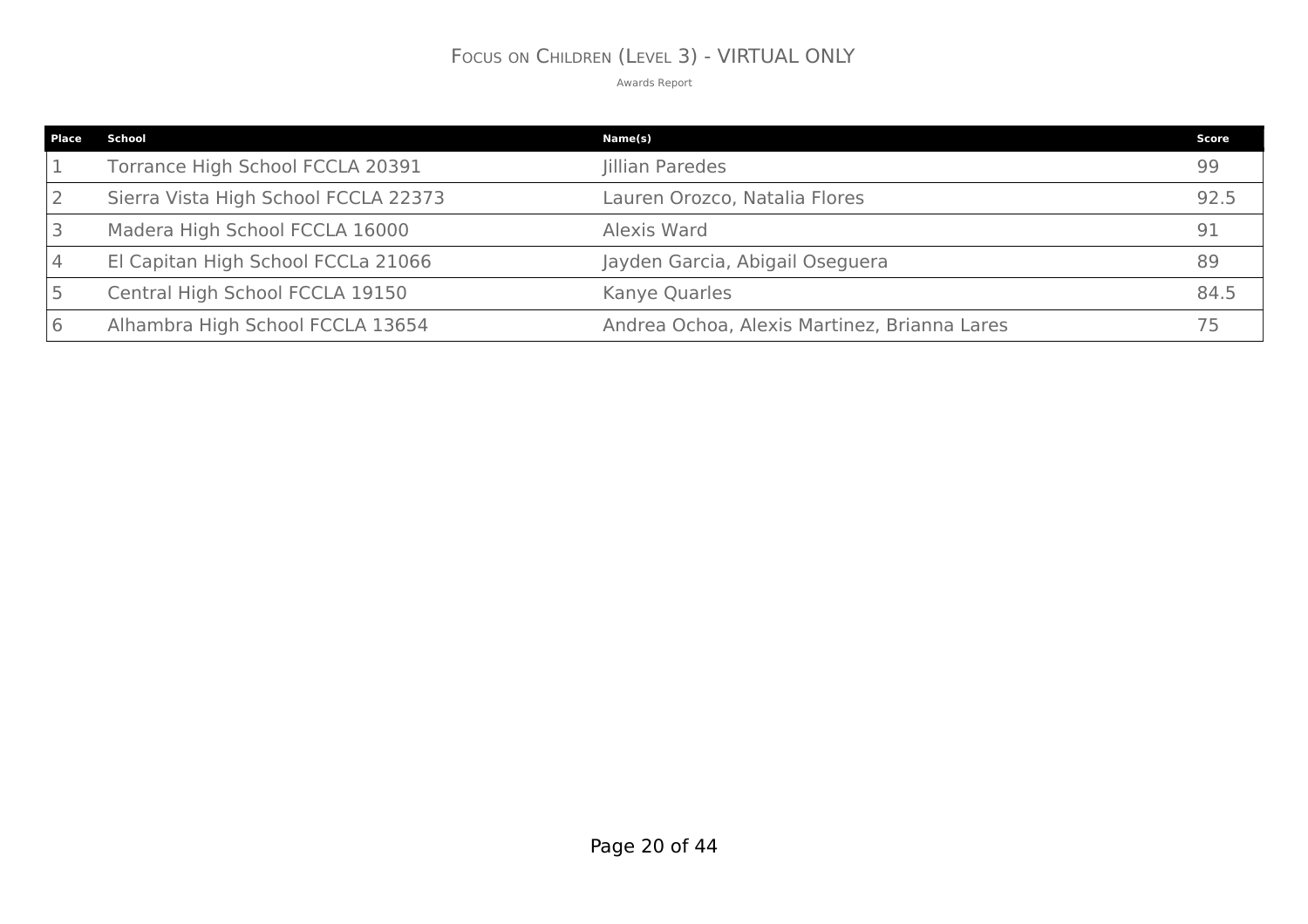# Focus on Children (Level 3) - VIRTUAL ONLY

Awards Report

| Place | School | Name(s) | Score |
|---|---|---|---|
| 1 | Torrance High School FCCLA 20391 | Jillian Paredes | 99 |
| 2 | Sierra Vista High School FCCLA 22373 | Lauren Orozco, Natalia Flores | 92.5 |
| 3 | Madera High School FCCLA 16000 | Alexis Ward | 91 |
| 4 | El Capitan High School FCCLa 21066 | Jayden Garcia, Abigail Oseguera | 89 |
| 5 | Central High School FCCLA 19150 | Kanye Quarles | 84.5 |
| 6 | Alhambra High School FCCLA 13654 | Andrea Ochoa, Alexis Martinez, Brianna Lares | 75 |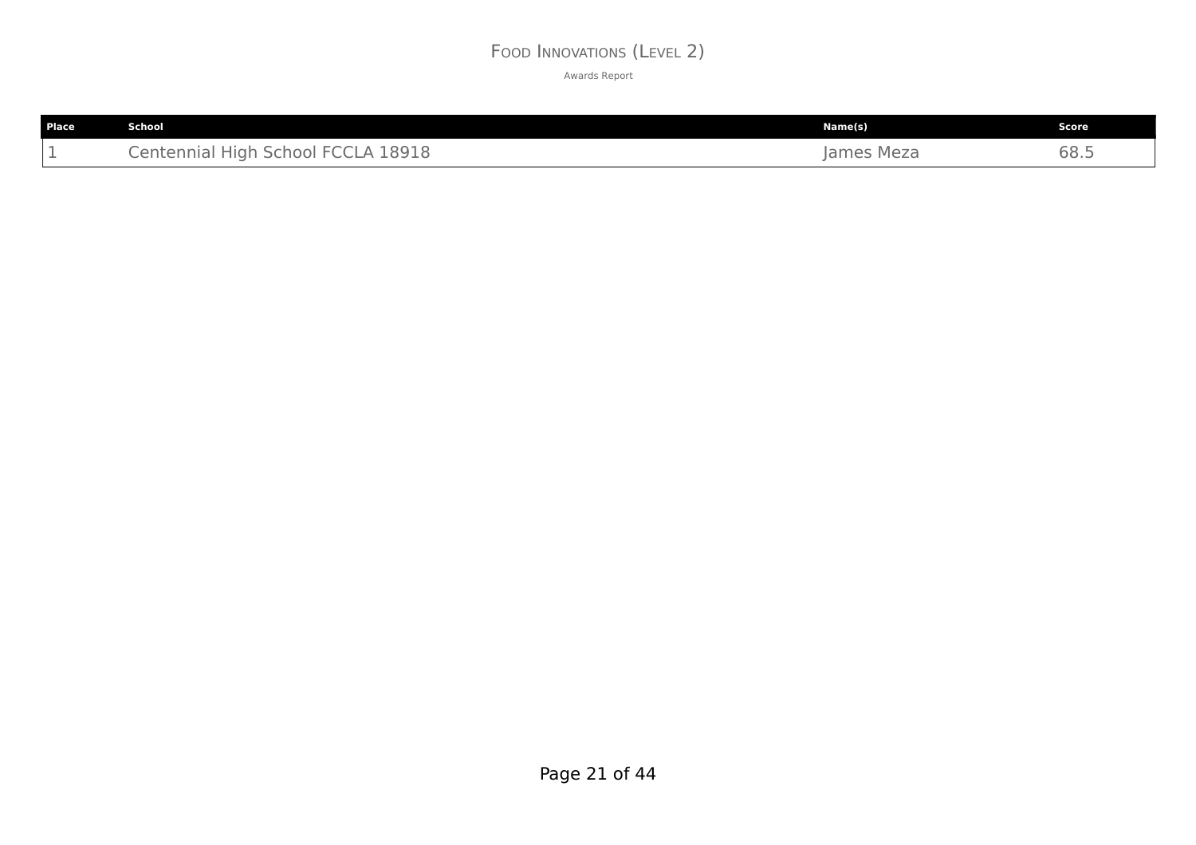# Food Innovations (Level 2)

Awards Report

| Place | School | Name(s) | Score |
|---|---|---|---|
| 1 | Centennial High School FCCLA 18918 | James Meza | 68.5 |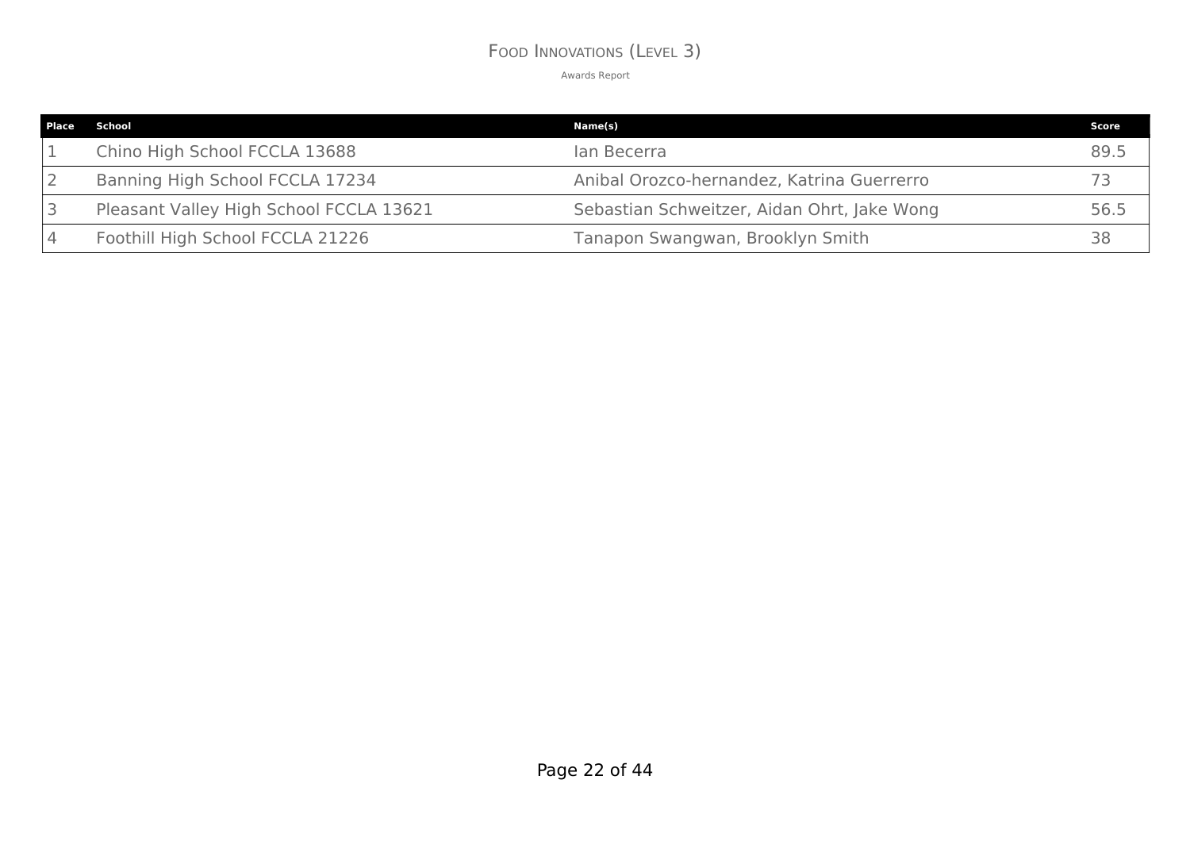# Food Innovations (Level 3)

Awards Report

| Place | School | Name(s) | Score |
|---|---|---|---|
| 1 | Chino High School FCCLA 13688 | Ian Becerra | 89.5 |
| 2 | Banning High School FCCLA 17234 | Anibal Orozco-hernandez, Katrina Guerrerro | 73 |
| 3 | Pleasant Valley High School FCCLA 13621 | Sebastian Schweitzer, Aidan Ohrt, Jake Wong | 56.5 |
| 4 | Foothill High School FCCLA 21226 | Tanapon Swangwan, Brooklyn Smith | 38 |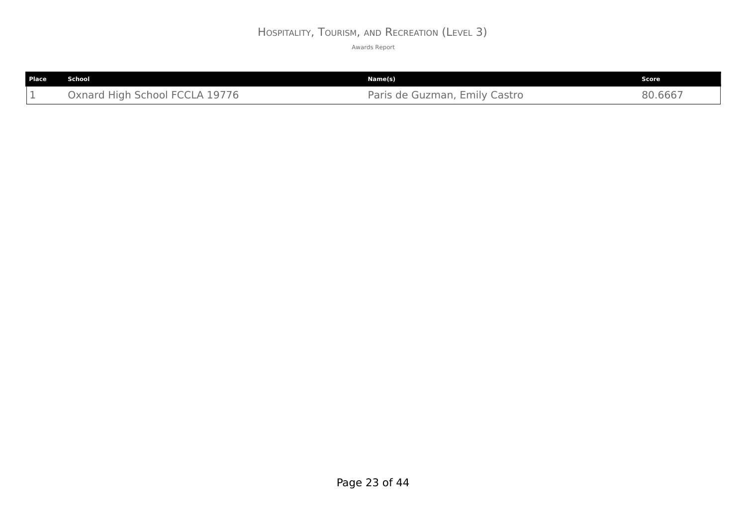# Hospitality, Tourism, and Recreation (Level 3)

Awards Report

| Place | School | Name(s) | Score |
| --- | --- | --- | --- |
| 1 | Oxnard High School FCCLA 19776 | Paris de Guzman, Emily Castro | 80.6667 |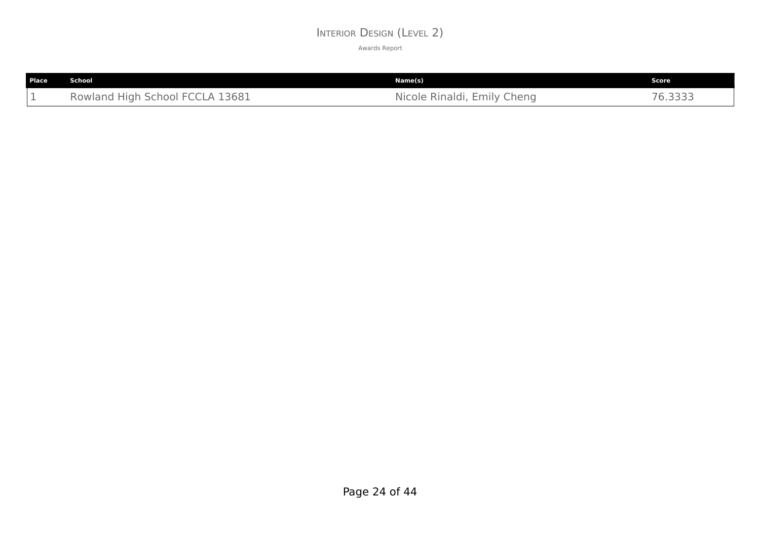# Interior Design (Level 2)

Awards Report

| Place | School | Name(s) | Score |
| --- | --- | --- | --- |
| 1 | Rowland High School FCCLA 13681 | Nicole Rinaldi, Emily Cheng | 76.3333 |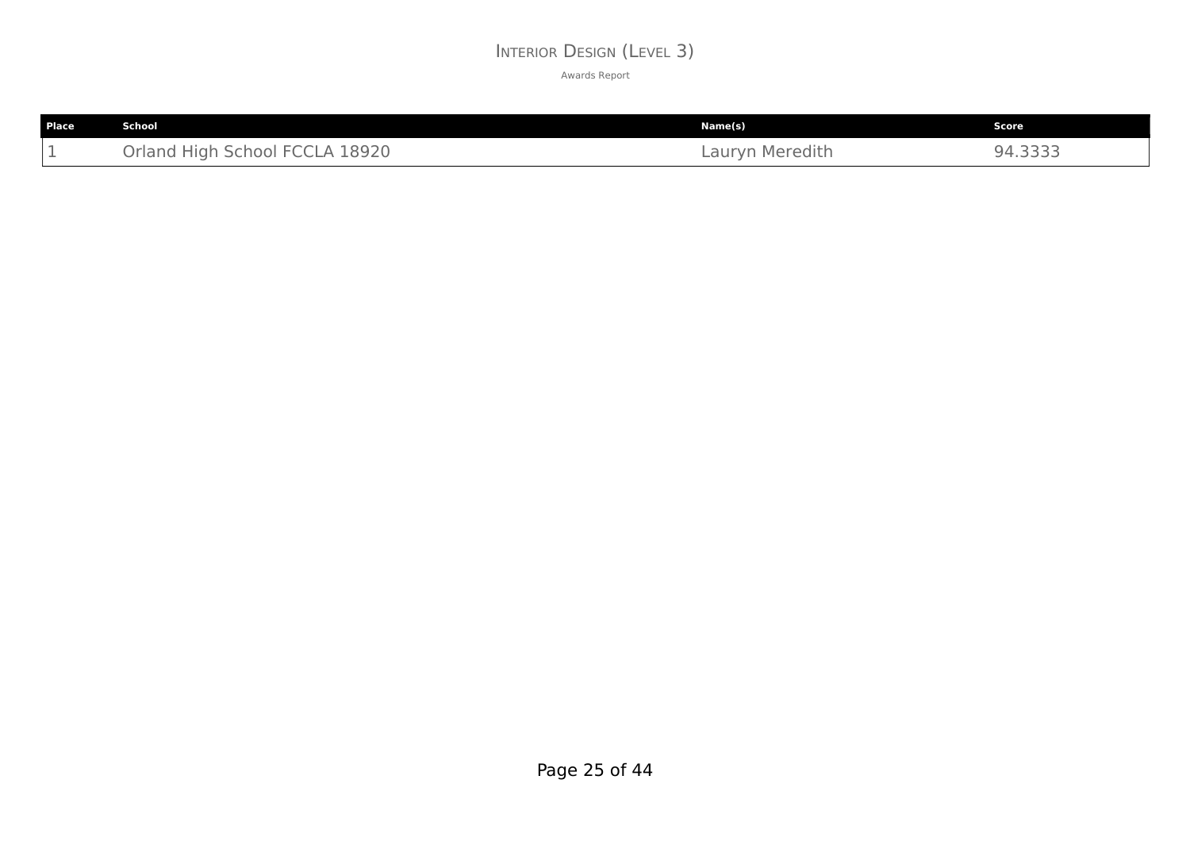# Interior Design (Level 3)

Awards Report

| Place | School | Name(s) | Score |
| --- | --- | --- | --- |
| 1 | Orland High School FCCLA 18920 | Lauryn Meredith | 94.3333 |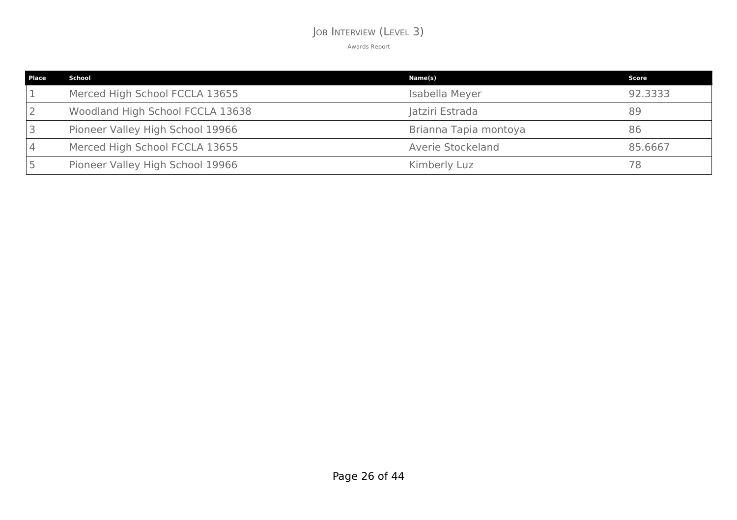# Job Interview (Level 3)

Awards Report

| Place | School | Name(s) | Score |
|---|---|---|---|
| 1 | Merced High School FCCLA 13655 | Isabella Meyer | 92.3333 |
| 2 | Woodland High School FCCLA 13638 | Jatziri Estrada | 89 |
| 3 | Pioneer Valley High School 19966 | Brianna Tapia montoya | 86 |
| 4 | Merced High School FCCLA 13655 | Averie Stockeland | 85.6667 |
| 5 | Pioneer Valley High School 19966 | Kimberly Luz | 78 |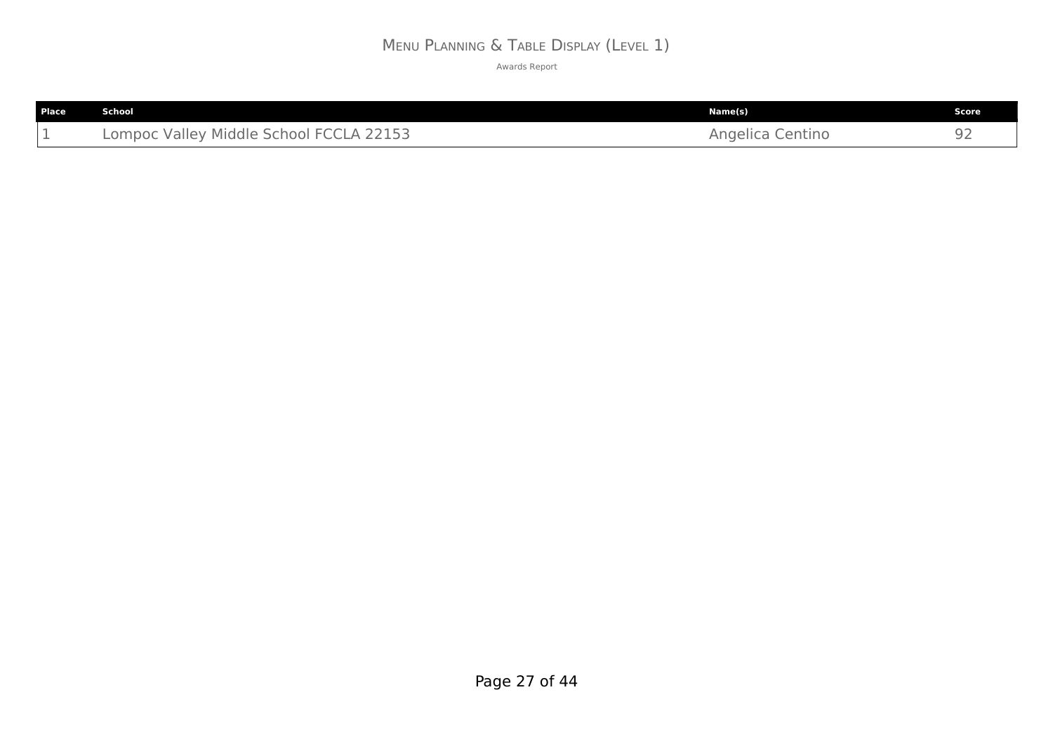# Menu Planning & Table Display (Level 1)

Awards Report

| Place | School | Name(s) | Score |
|---|---|---|---|
| 1 | Lompoc Valley Middle School FCCLA 22153 | Angelica Centino | 92 |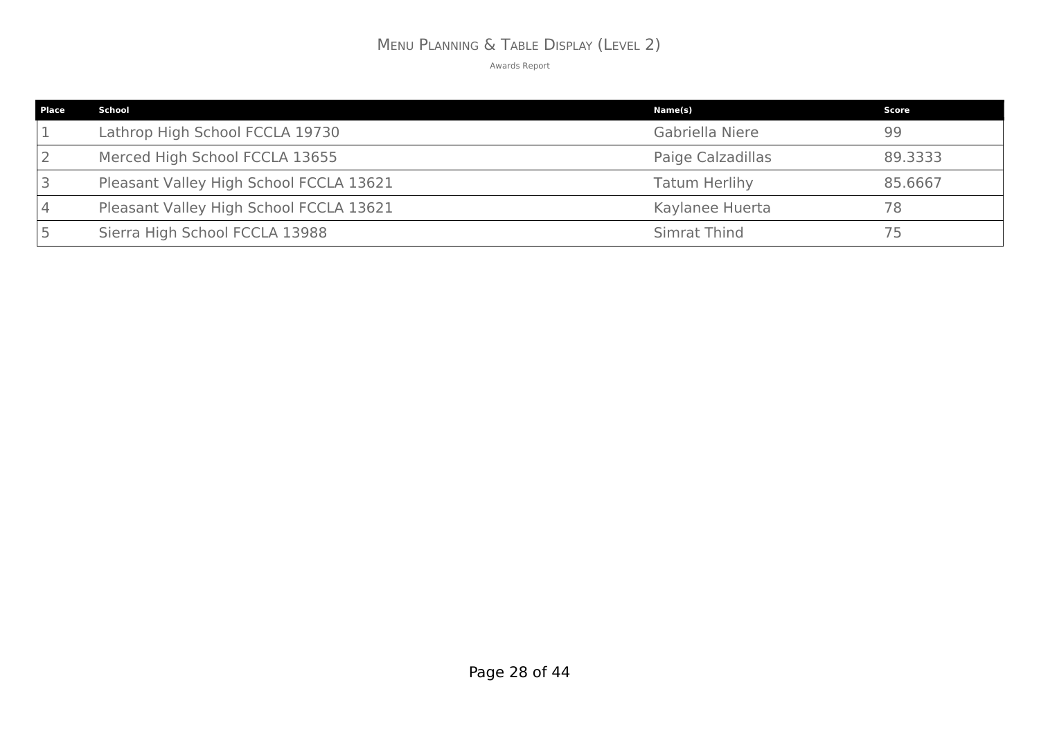# Menu Planning & Table Display (Level 2)

Awards Report

| Place | School | Name(s) | Score |
|---|---|---|---|
| 1 | Lathrop High School FCCLA 19730 | Gabriella Niere | 99 |
| 2 | Merced High School FCCLA 13655 | Paige Calzadillas | 89.3333 |
| 3 | Pleasant Valley High School FCCLA 13621 | Tatum Herlihy | 85.6667 |
| 4 | Pleasant Valley High School FCCLA 13621 | Kaylanee Huerta | 78 |
| 5 | Sierra High School FCCLA 13988 | Simrat Thind | 75 |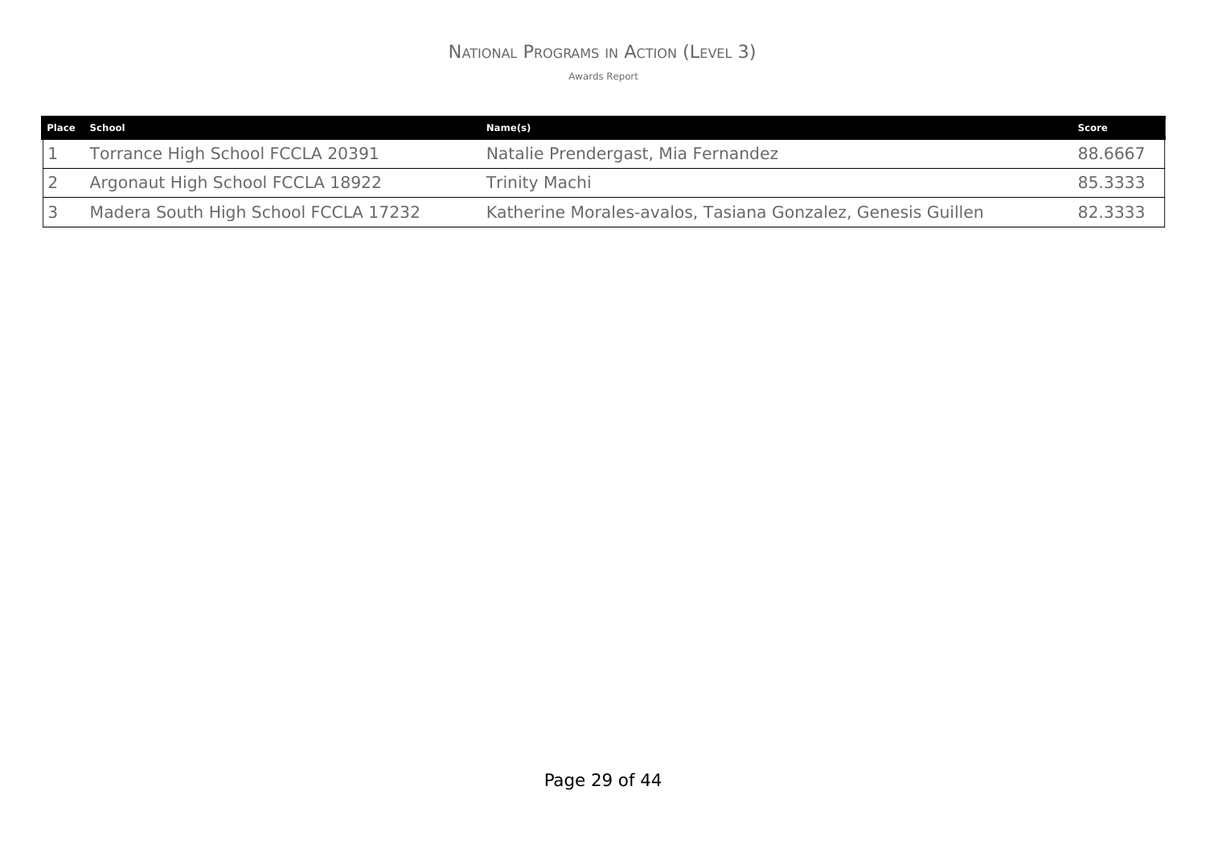# National Programs in Action (Level 3)

Awards Report

| Place | School | Name(s) | Score |
|---|---|---|---|
| 1 | Torrance High School FCCLA 20391 | Natalie Prendergast, Mia Fernandez | 88.6667 |
| 2 | Argonaut High School FCCLA 18922 | Trinity Machi | 85.3333 |
| 3 | Madera South High School FCCLA 17232 | Katherine Morales-avalos, Tasiana Gonzalez, Genesis Guillen | 82.3333 |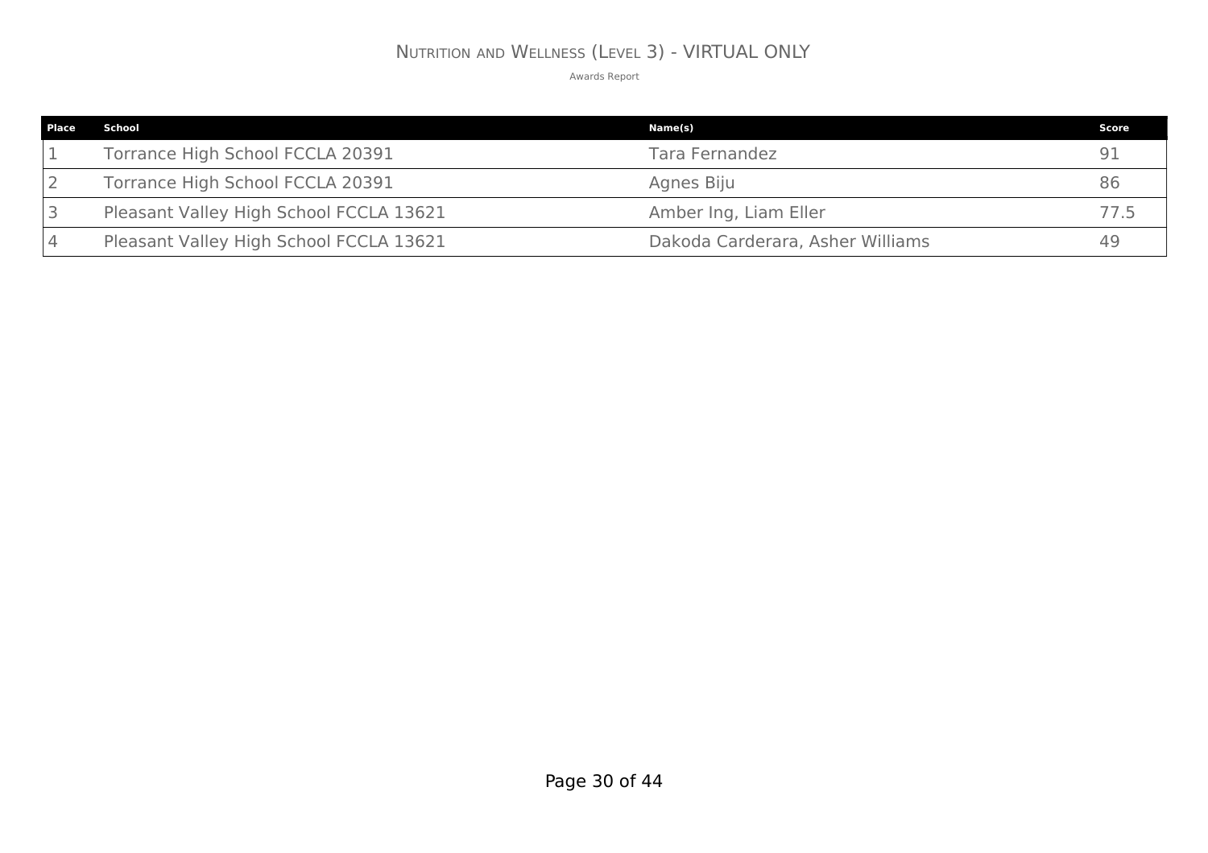# Nutrition and Wellness (Level 3) - VIRTUAL ONLY

Awards Report

| Place | School | Name(s) | Score |
|---|---|---|---|
| 1 | Torrance High School FCCLA 20391 | Tara Fernandez | 91 |
| 2 | Torrance High School FCCLA 20391 | Agnes Biju | 86 |
| 3 | Pleasant Valley High School FCCLA 13621 | Amber Ing, Liam Eller | 77.5 |
| 4 | Pleasant Valley High School FCCLA 13621 | Dakoda Carderara, Asher Williams | 49 |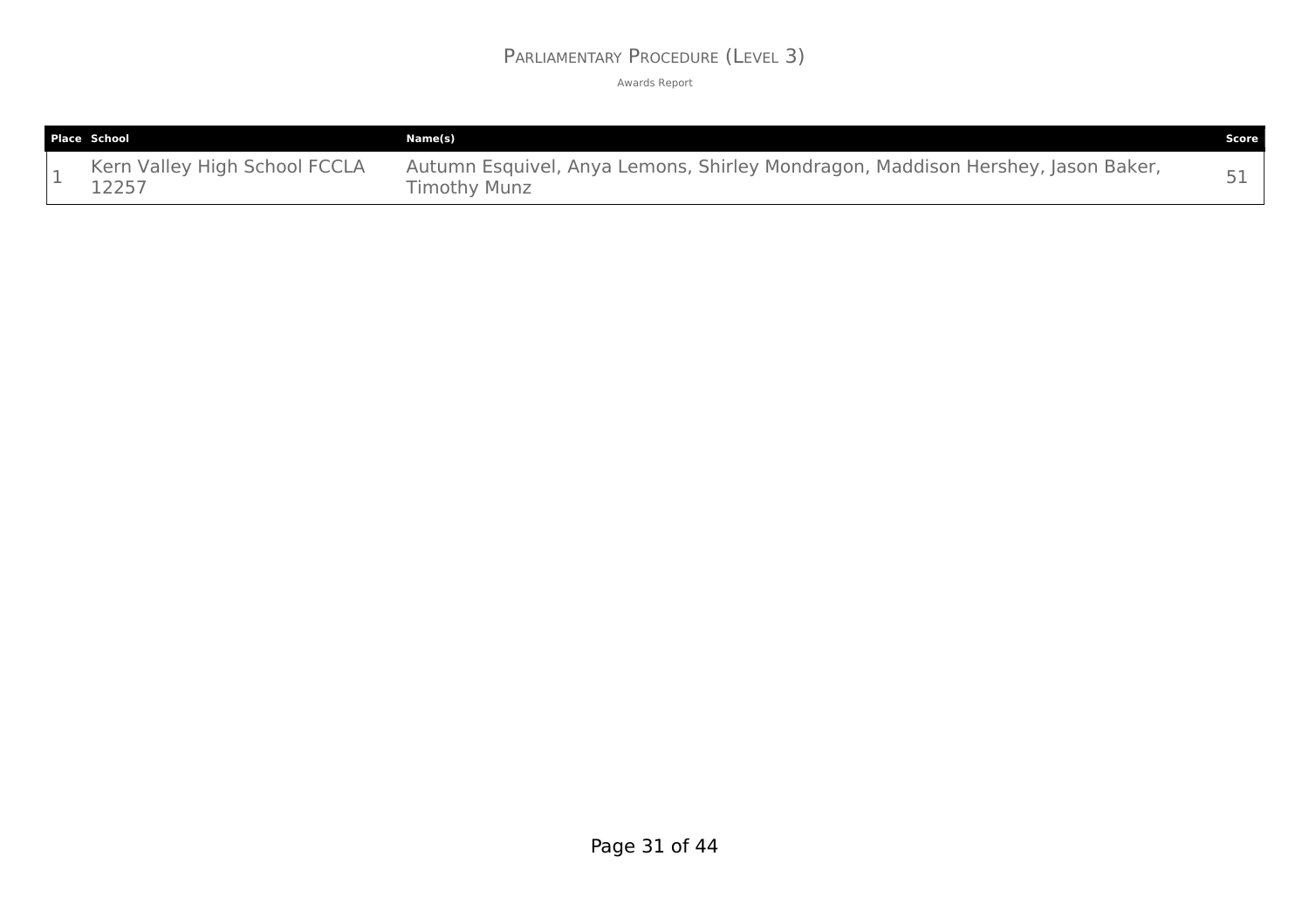# Parliamentary Procedure (Level 3)

Awards Report

| Place | School | Name(s) | Score |
|---|---|---|---|
| 1 | Kern Valley High School FCCLA 12257 | Autumn Esquivel, Anya Lemons, Shirley Mondragon, Maddison Hershey, Jason Baker, Timothy Munz | 51 |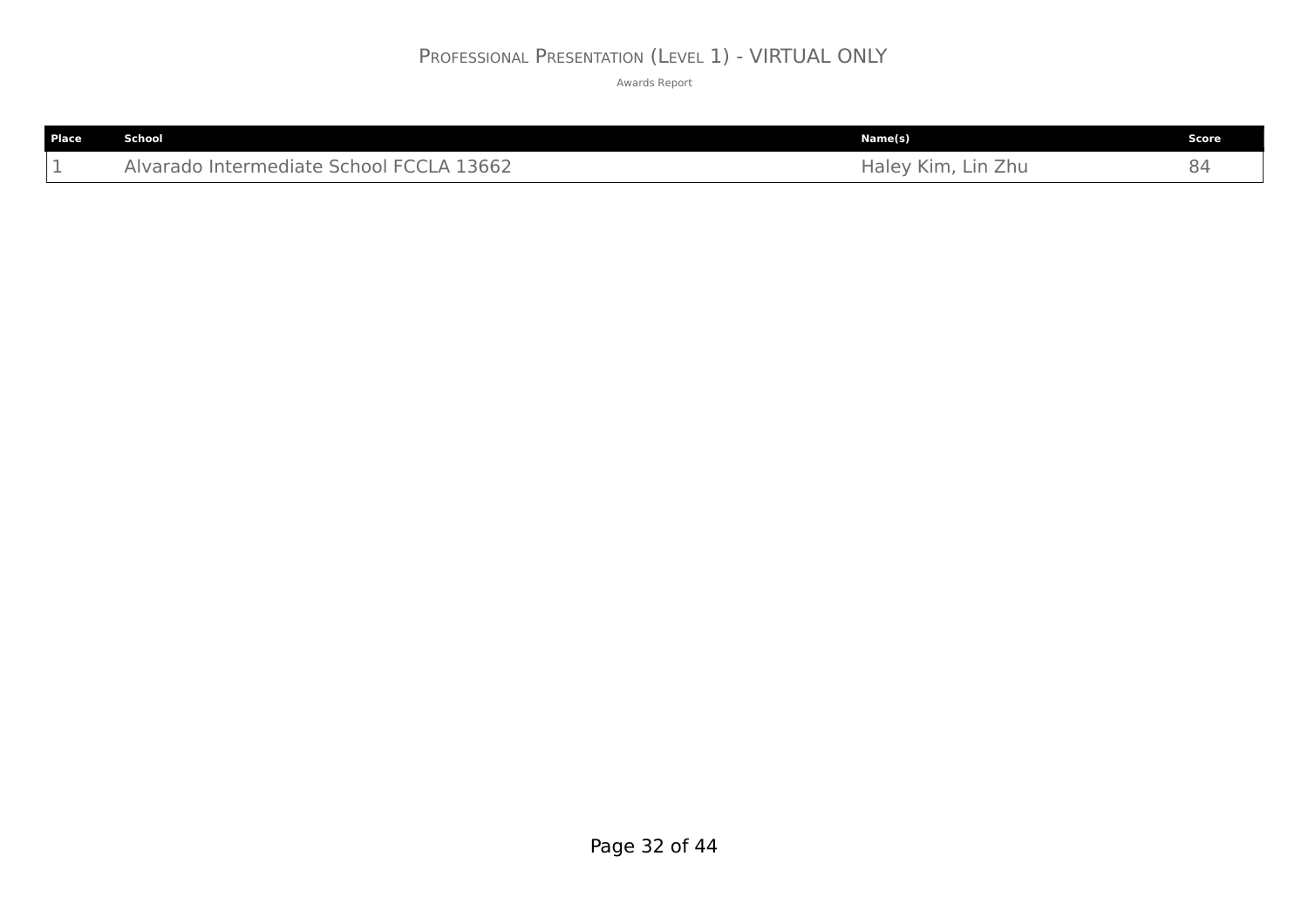# Professional Presentation (Level 1) - VIRTUAL ONLY

Awards Report

| Place | School | Name(s) | Score |
|---|---|---|---|
| 1 | Alvarado Intermediate School FCCLA 13662 | Haley Kim, Lin Zhu | 84 |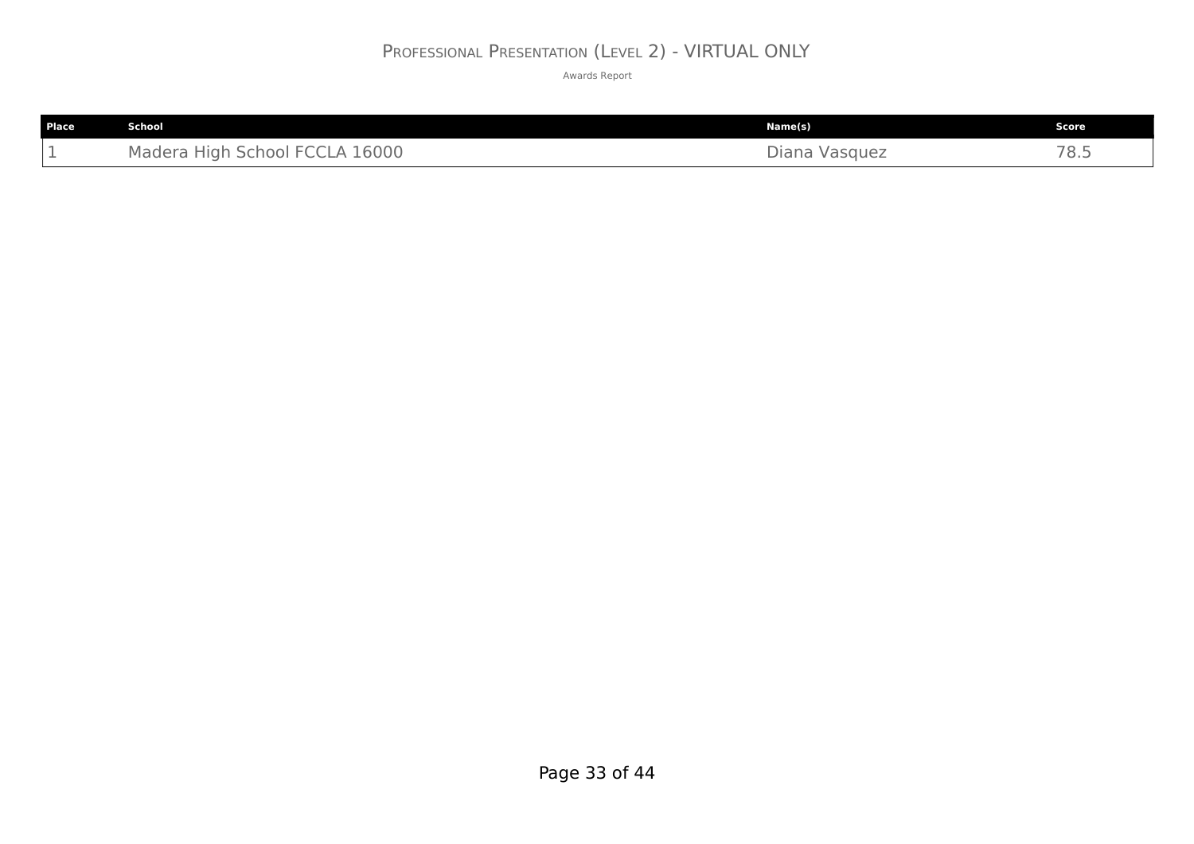# Professional Presentation (Level 2) - VIRTUAL ONLY

Awards Report

| Place | School | Name(s) | Score |
|---|---|---|---|
| 1 | Madera High School FCCLA 16000 | Diana Vasquez | 78.5 |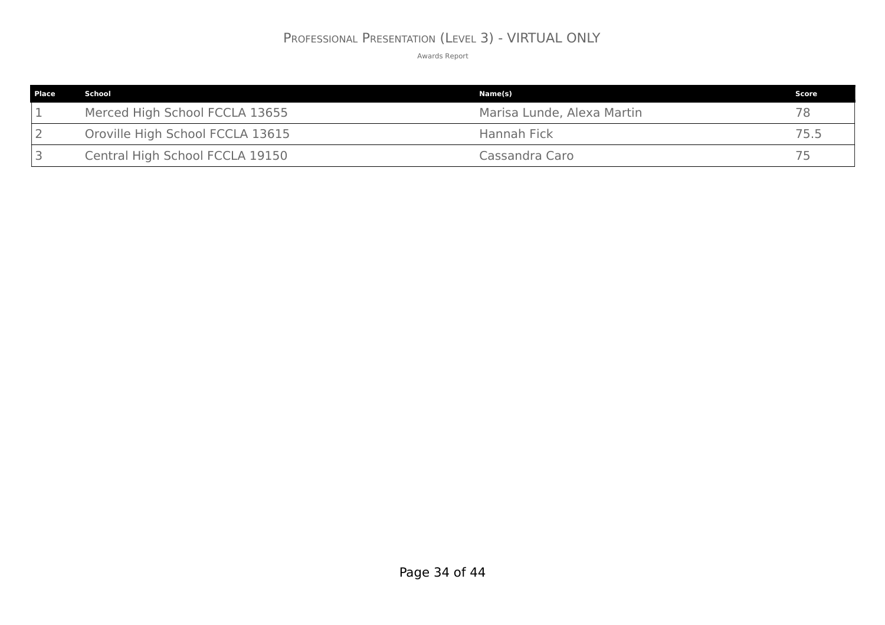# Professional Presentation (Level 3) - VIRTUAL ONLY

Awards Report

| Place | School | Name(s) | Score |
|---|---|---|---|
| 1 | Merced High School FCCLA 13655 | Marisa Lunde, Alexa Martin | 78 |
| 2 | Oroville High School FCCLA 13615 | Hannah Fick | 75.5 |
| 3 | Central High School FCCLA 19150 | Cassandra Caro | 75 |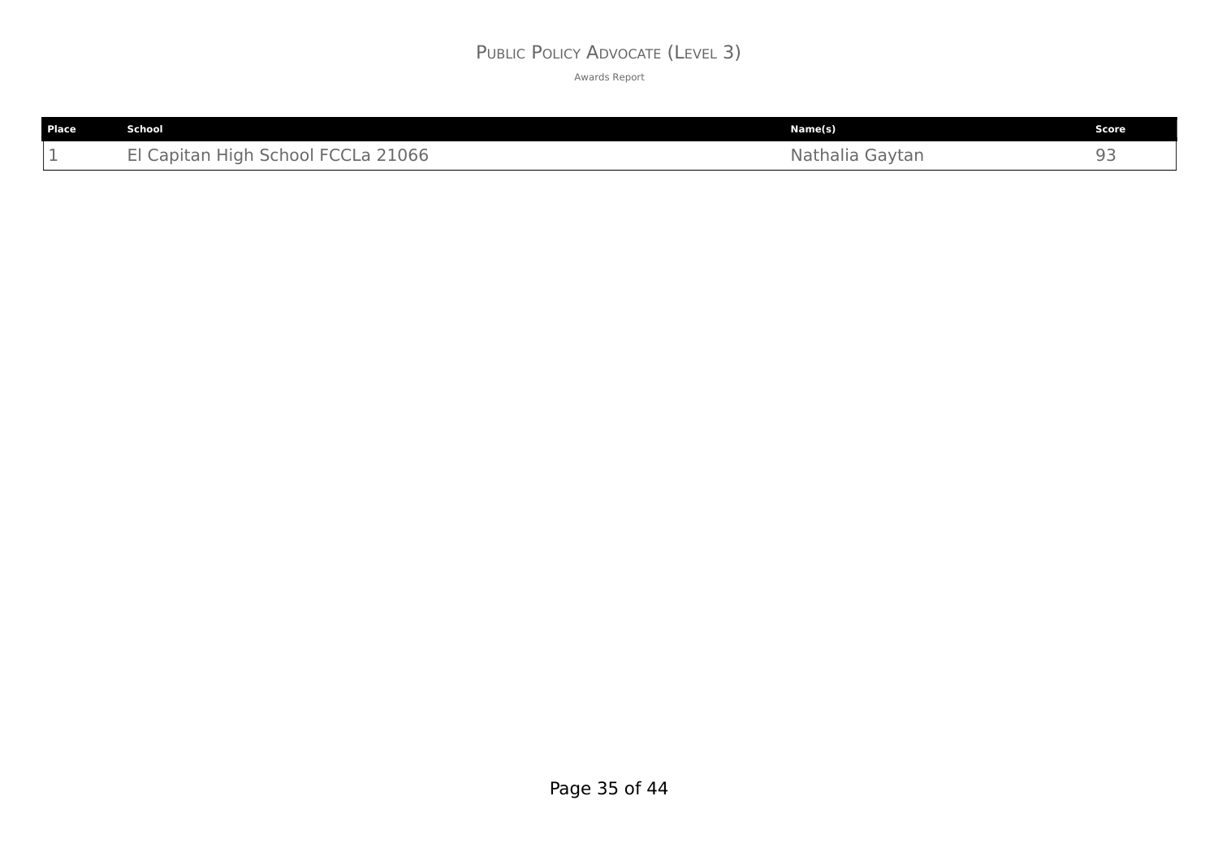# Public Policy Advocate (Level 3)

Awards Report

| Place | School | Name(s) | Score |
| --- | --- | --- | --- |
| 1 | El Capitan High School FCCLa 21066 | Nathalia Gaytan | 93 |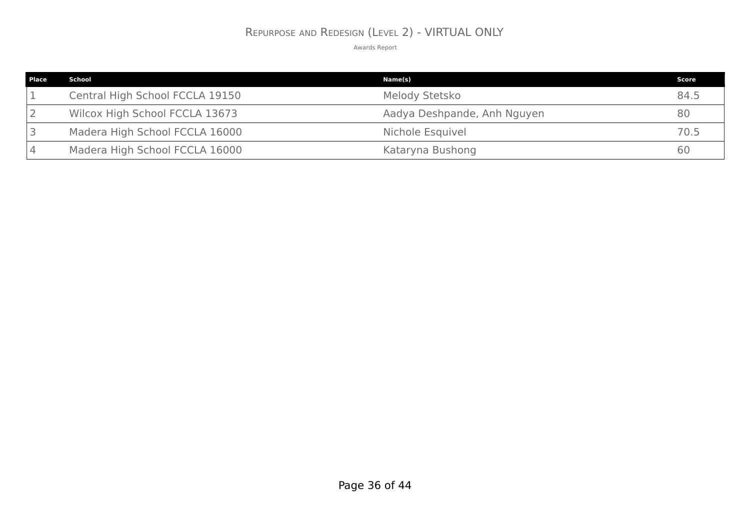# Repurpose and Redesign (Level 2) - VIRTUAL ONLY

Awards Report

| Place | School | Name(s) | Score |
|---|---|---|---|
| 1 | Central High School FCCLA 19150 | Melody Stetsko | 84.5 |
| 2 | Wilcox High School FCCLA 13673 | Aadya Deshpande, Anh Nguyen | 80 |
| 3 | Madera High School FCCLA 16000 | Nichole Esquivel | 70.5 |
| 4 | Madera High School FCCLA 16000 | Kataryna Bushong | 60 |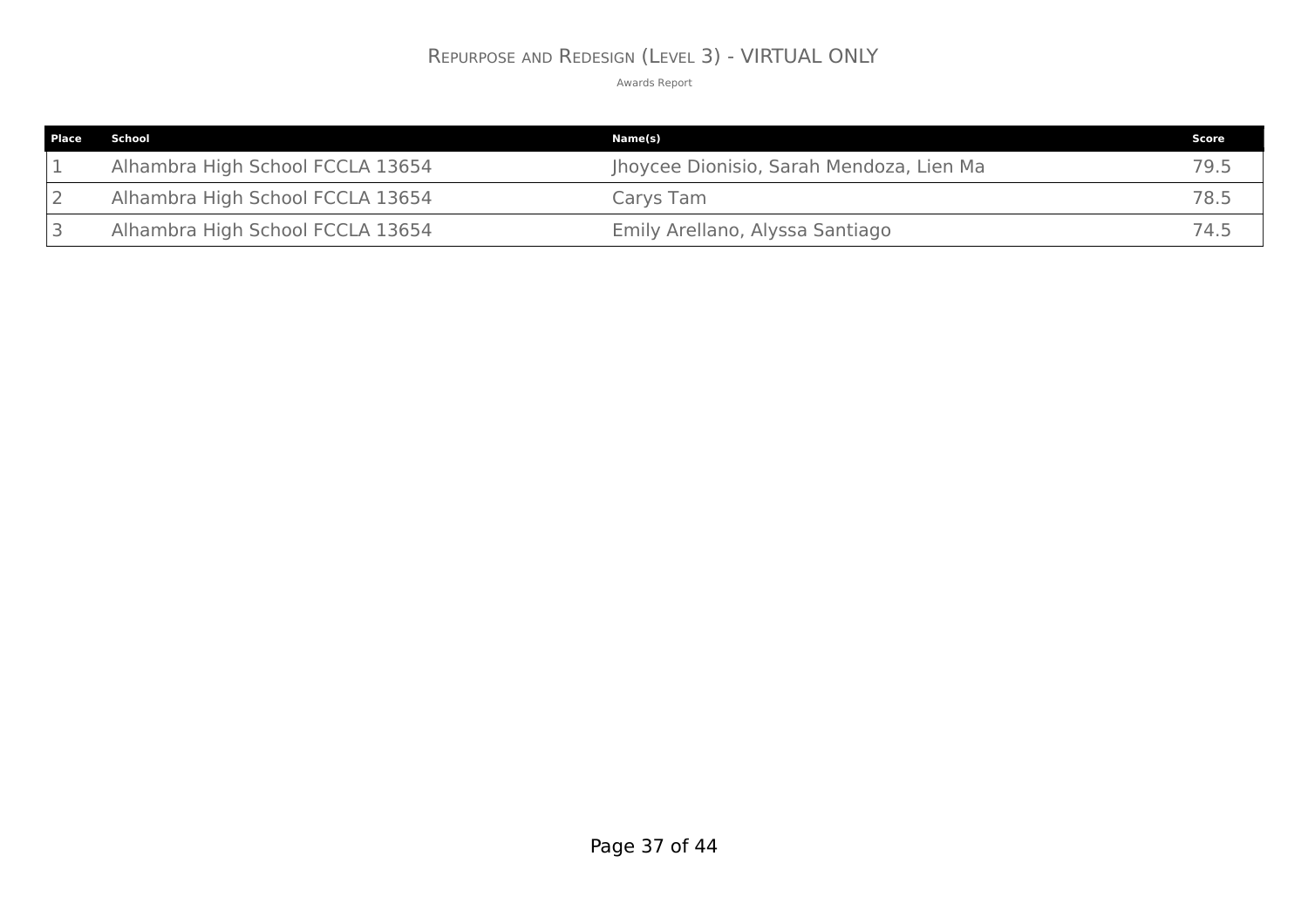# Repurpose and Redesign (Level 3) - VIRTUAL ONLY

Awards Report

| Place | School | Name(s) | Score |
| --- | --- | --- | --- |
| 1 | Alhambra High School FCCLA 13654 | Jhoycee Dionisio, Sarah Mendoza, Lien Ma | 79.5 |
| 2 | Alhambra High School FCCLA 13654 | Carys Tam | 78.5 |
| 3 | Alhambra High School FCCLA 13654 | Emily Arellano, Alyssa Santiago | 74.5 |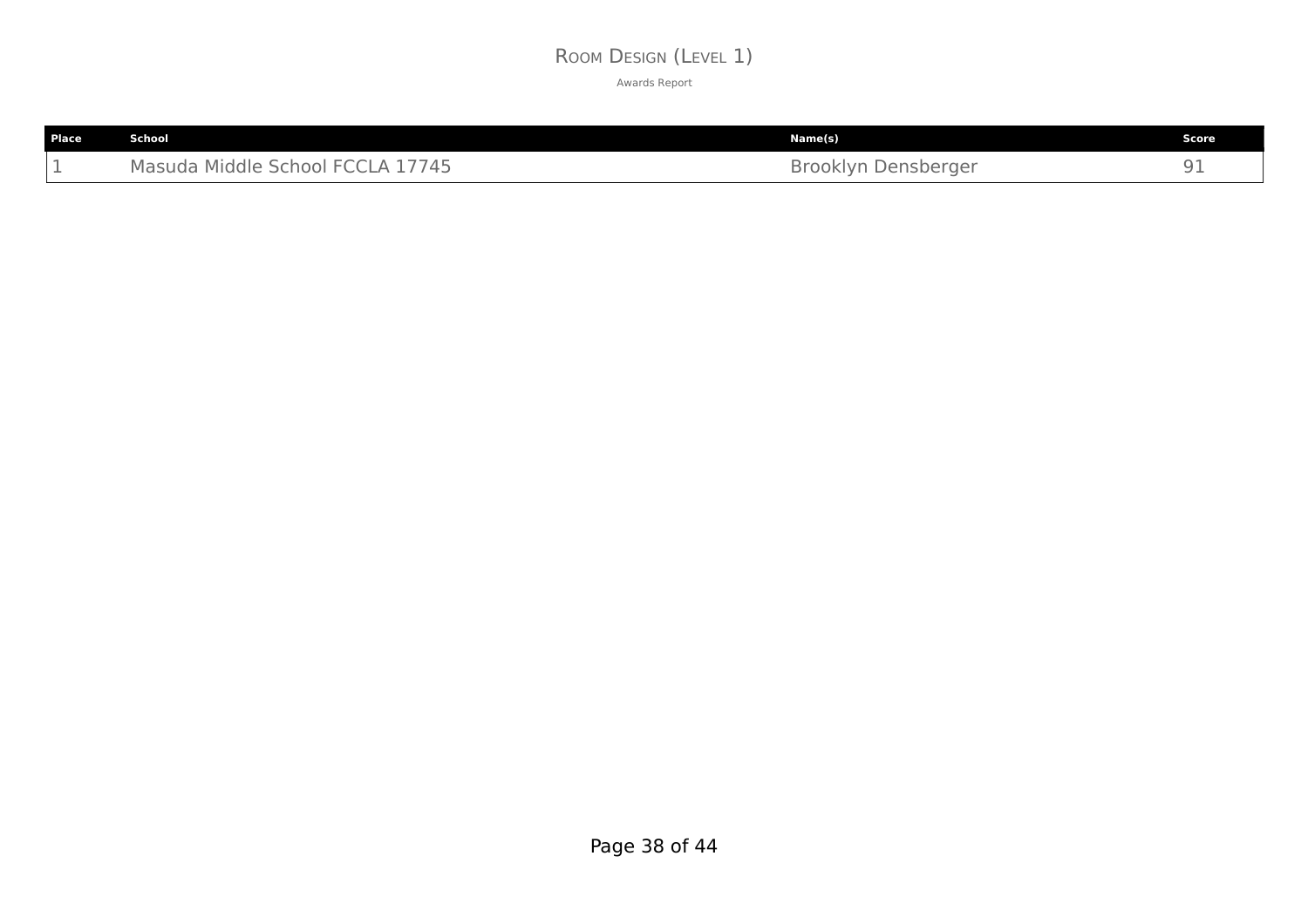# Room Design (Level 1)

Awards Report

| Place | School | Name(s) | Score |
|---|---|---|---|
| 1 | Masuda Middle School FCCLA 17745 | Brooklyn Densberger | 91 |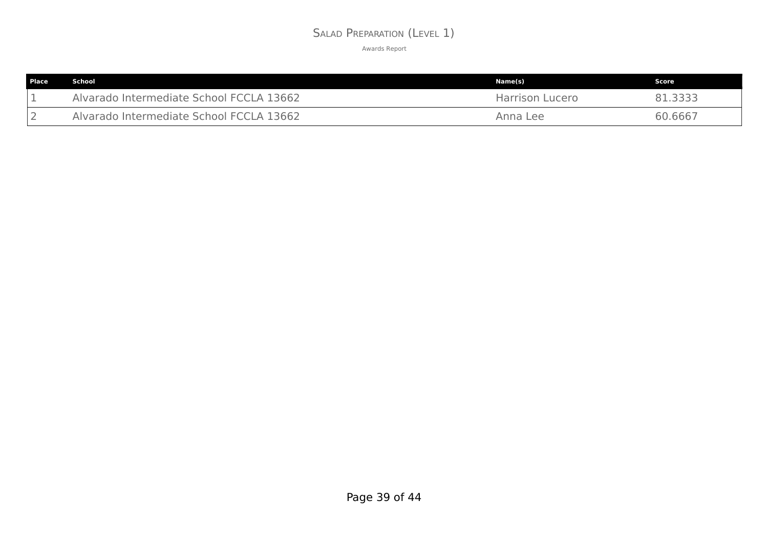# Salad Preparation (Level 1)

Awards Report

| Place | School | Name(s) | Score |
|---|---|---|---|
| 1 | Alvarado Intermediate School FCCLA 13662 | Harrison Lucero | 81.3333 |
| 2 | Alvarado Intermediate School FCCLA 13662 | Anna Lee | 60.6667 |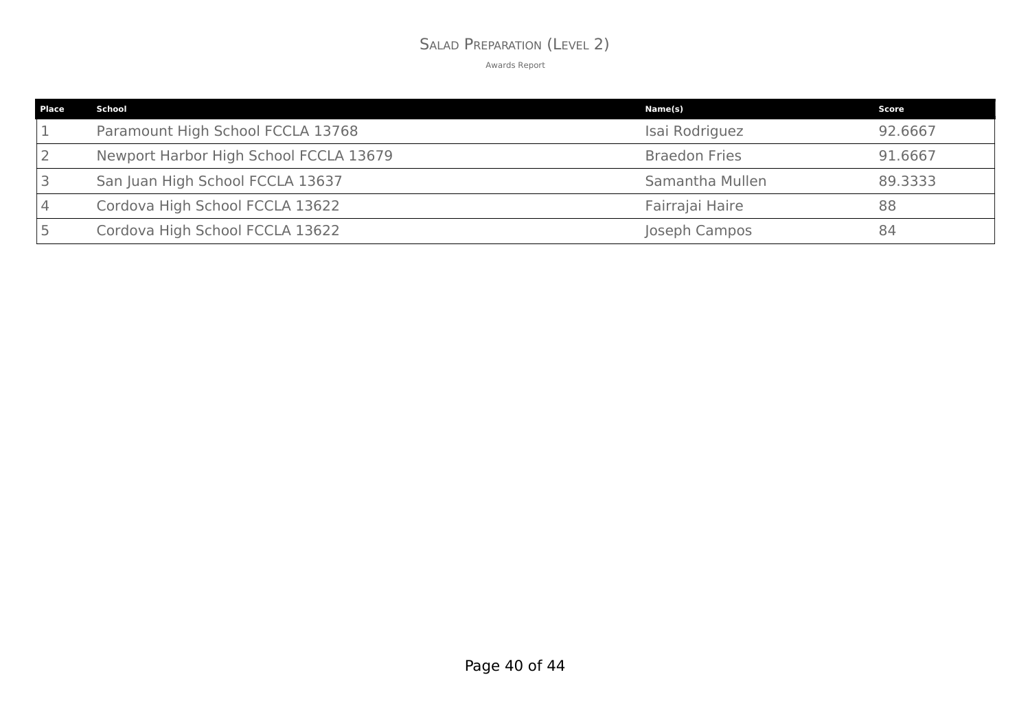# Salad Preparation (Level 2)

Awards Report

| Place | School | Name(s) | Score |
|---|---|---|---|
| 1 | Paramount High School FCCLA 13768 | Isai Rodriguez | 92.6667 |
| 2 | Newport Harbor High School FCCLA 13679 | Braedon Fries | 91.6667 |
| 3 | San Juan High School FCCLA 13637 | Samantha Mullen | 89.3333 |
| 4 | Cordova High School FCCLA 13622 | Fairrajai Haire | 88 |
| 5 | Cordova High School FCCLA 13622 | Joseph Campos | 84 |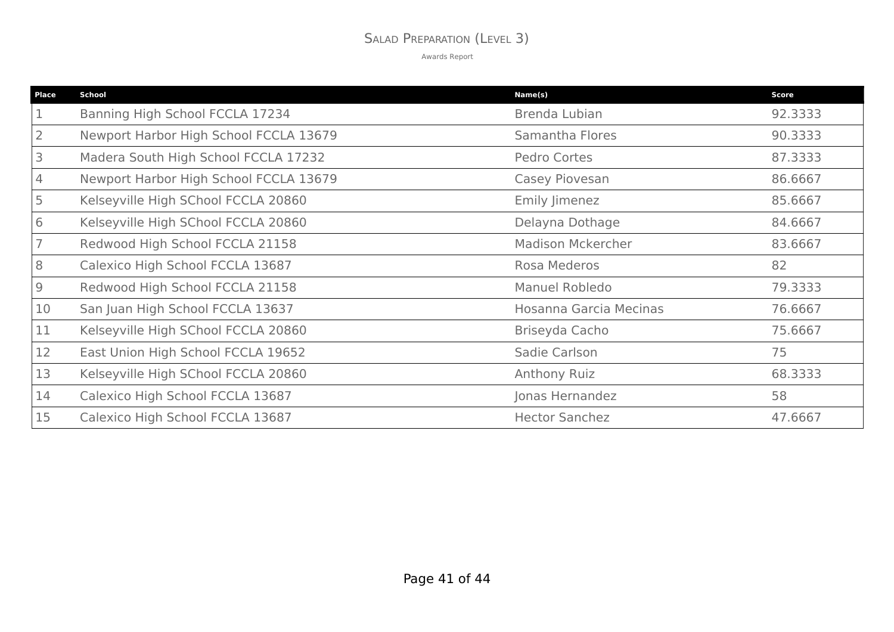# Salad Preparation (Level 3)

Awards Report

| Place | School | Name(s) | Score |
|---|---|---|---|
| 1 | Banning High School FCCLA 17234 | Brenda Lubian | 92.3333 |
| 2 | Newport Harbor High School FCCLA 13679 | Samantha Flores | 90.3333 |
| 3 | Madera South High School FCCLA 17232 | Pedro Cortes | 87.3333 |
| 4 | Newport Harbor High School FCCLA 13679 | Casey Piovesan | 86.6667 |
| 5 | Kelseyville High SChool FCCLA 20860 | Emily Jimenez | 85.6667 |
| 6 | Kelseyville High SChool FCCLA 20860 | Delayna Dothage | 84.6667 |
| 7 | Redwood High School FCCLA 21158 | Madison Mckercher | 83.6667 |
| 8 | Calexico High School FCCLA 13687 | Rosa Mederos | 82 |
| 9 | Redwood High School FCCLA 21158 | Manuel Robledo | 79.3333 |
| 10 | San Juan High School FCCLA 13637 | Hosanna Garcia Mecinas | 76.6667 |
| 11 | Kelseyville High SChool FCCLA 20860 | Briseyda Cacho | 75.6667 |
| 12 | East Union High School FCCLA 19652 | Sadie Carlson | 75 |
| 13 | Kelseyville High SChool FCCLA 20860 | Anthony Ruiz | 68.3333 |
| 14 | Calexico High School FCCLA 13687 | Jonas Hernandez | 58 |
| 15 | Calexico High School FCCLA 13687 | Hector Sanchez | 47.6667 |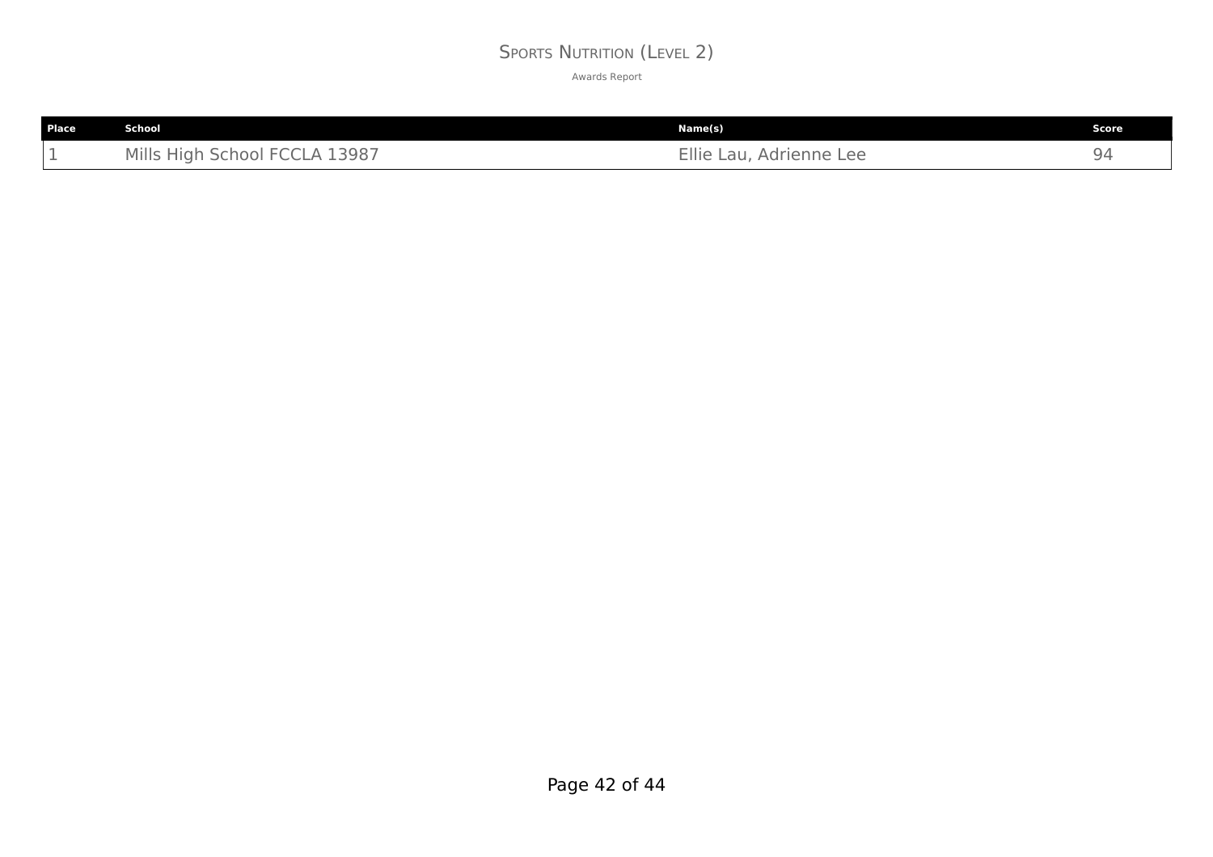# Sports Nutrition (Level 2)

Awards Report

| Place | School | Name(s) | Score |
| --- | --- | --- | --- |
| 1 | Mills High School FCCLA 13987 | Ellie Lau, Adrienne Lee | 94 |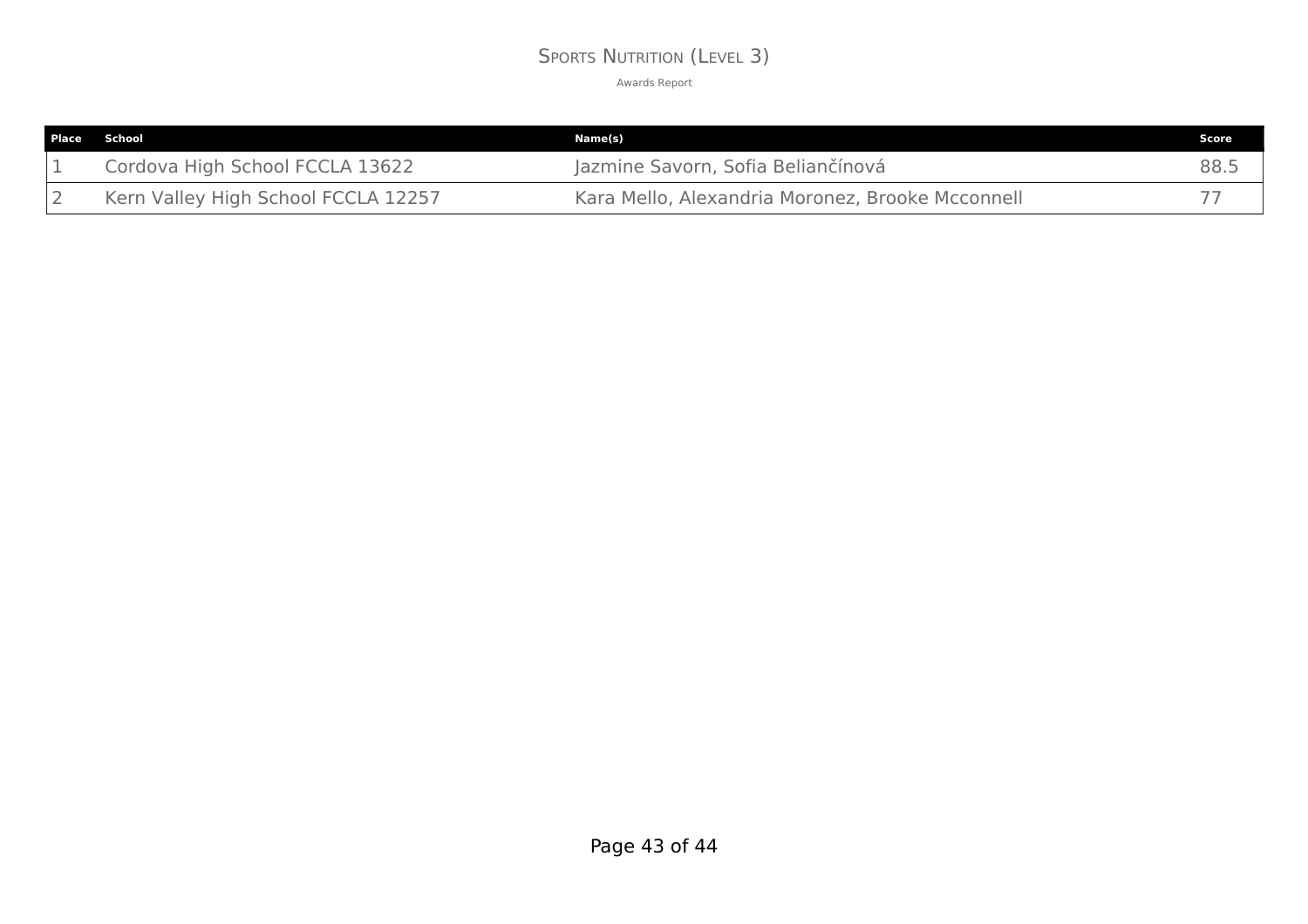# Sports Nutrition (Level 3)

Awards Report

| Place | School | Name(s) | Score |
| --- | --- | --- | --- |
| 1 | Cordova High School FCCLA 13622 | Jazmine Savorn, Sofia Beliančínová | 88.5 |
| 2 | Kern Valley High School FCCLA 12257 | Kara Mello, Alexandria Moronez, Brooke Mcconnell | 77 |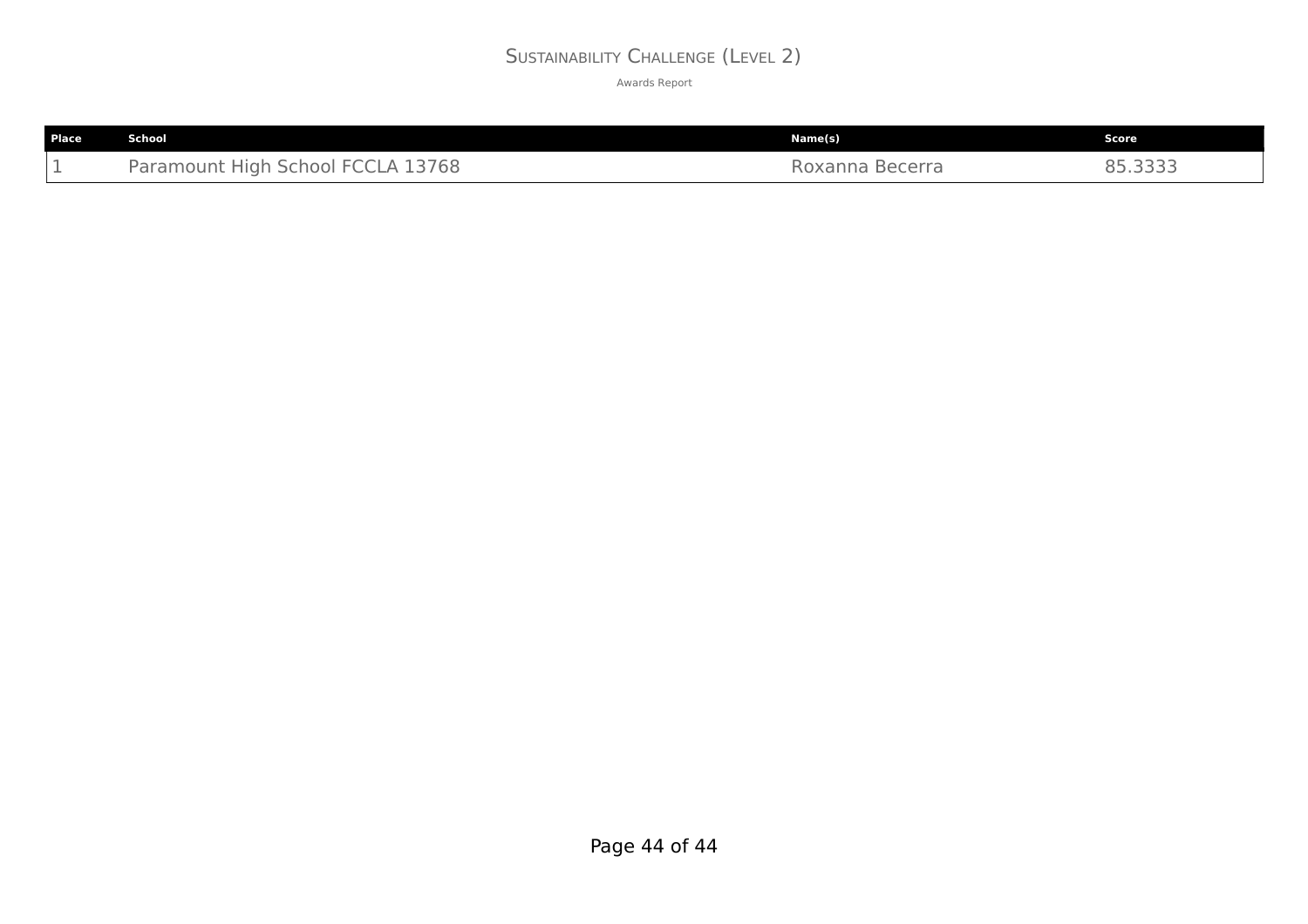# Sustainability Challenge (Level 2)

Awards Report

| Place | School | Name(s) | Score |
|---|---|---|---|
| 1 | Paramount High School FCCLA 13768 | Roxanna Becerra | 85.3333 |